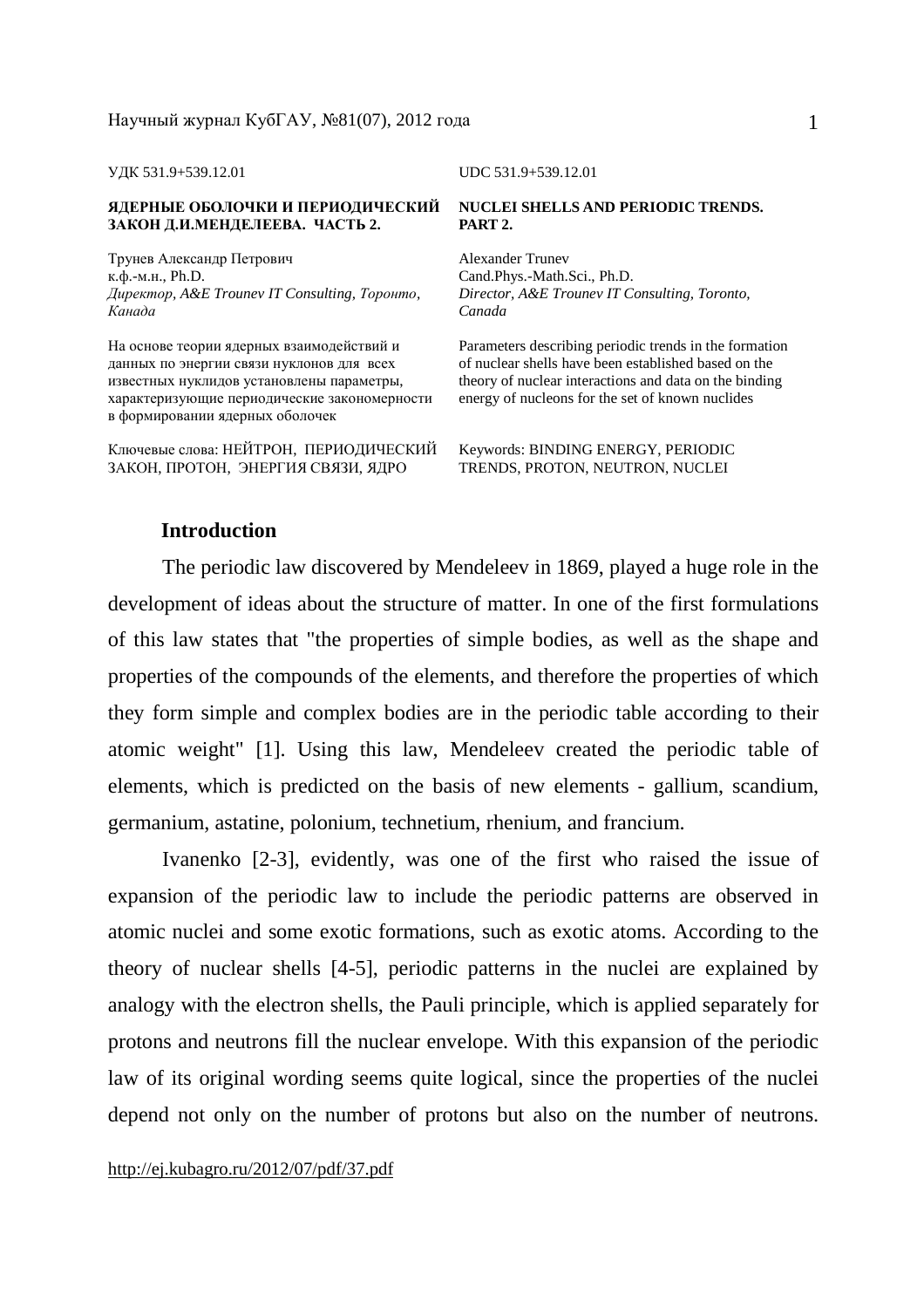УДК 531.9+539.12.01

UDC 531.9+539.12.01

**ЯДЕРНЫЕ ОБОЛОЧКИ И ПЕРИОДИЧЕСКИЙ ЗАКОН Д.И.МЕНДЕЛЕЕВА. ЧАСТЬ 2.**

**NUCLEI SHELLS AND PERIODIC TRENDS. PART 2.**

Трунев Александр Петрович
к.ф.-м.н., Ph.D.
*Директор, A&E Trounev IT Consulting, Торонто, Канада*

Alexander Trunev
Cand.Phys.-Math.Sci., Ph.D.
*Director, A&E Trounev IT Consulting, Toronto, Canada*

На основе теории ядерных взаимодействий и данных по энергии связи нуклонов для всех известных нуклидов установлены параметры, характеризующие периодические закономерности в формировании ядерных оболочек

Parameters describing periodic trends in the formation of nuclear shells have been established based on the theory of nuclear interactions and data on the binding energy of nucleons for the set of known nuclides

Ключевые слова: НЕЙТРОН, ПЕРИОДИЧЕСКИЙ ЗАКОН, ПРОТОН, ЭНЕРГИЯ СВЯЗИ, ЯДРО

Keywords: BINDING ENERGY, PERIODIC TRENDS, PROTON, NEUTRON, NUCLEI

## Introduction

The periodic law discovered by Mendeleev in 1869, played a huge role in the development of ideas about the structure of matter. In one of the first formulations of this law states that "the properties of simple bodies, as well as the shape and properties of the compounds of the elements, and therefore the properties of which they form simple and complex bodies are in the periodic table according to their atomic weight" [1]. Using this law, Mendeleev created the periodic table of elements, which is predicted on the basis of new elements - gallium, scandium, germanium, astatine, polonium, technetium, rhenium, and francium.

Ivanenko [2-3], evidently, was one of the first who raised the issue of expansion of the periodic law to include the periodic patterns are observed in atomic nuclei and some exotic formations, such as exotic atoms. According to the theory of nuclear shells [4-5], periodic patterns in the nuclei are explained by analogy with the electron shells, the Pauli principle, which is applied separately for protons and neutrons fill the nuclear envelope. With this expansion of the periodic law of its original wording seems quite logical, since the properties of the nuclei depend not only on the number of protons but also on the number of neutrons.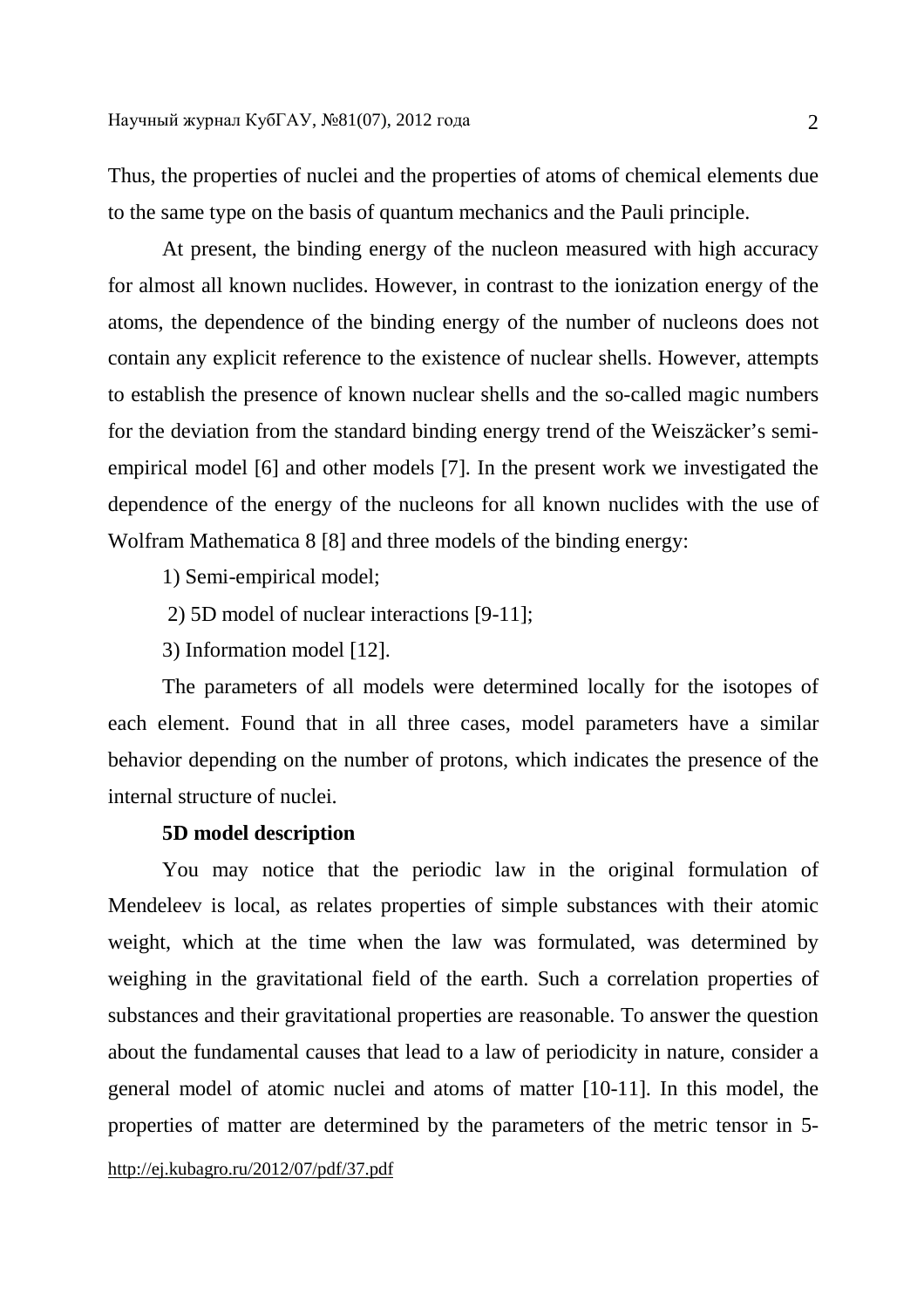Thus, the properties of nuclei and the properties of atoms of chemical elements due to the same type on the basis of quantum mechanics and the Pauli principle.

At present, the binding energy of the nucleon measured with high accuracy for almost all known nuclides. However, in contrast to the ionization energy of the atoms, the dependence of the binding energy of the number of nucleons does not contain any explicit reference to the existence of nuclear shells. However, attempts to establish the presence of known nuclear shells and the so-called magic numbers for the deviation from the standard binding energy trend of the Weiszäcker's semi-empirical model [6] and other models [7]. In the present work we investigated the dependence of the energy of the nucleons for all known nuclides with the use of Wolfram Mathematica 8 [8] and three models of the binding energy:

1) Semi-empirical model;

2) 5D model of nuclear interactions [9-11];

3) Information model [12].

The parameters of all models were determined locally for the isotopes of each element. Found that in all three cases, model parameters have a similar behavior depending on the number of protons, which indicates the presence of the internal structure of nuclei.

**5D model description**

You may notice that the periodic law in the original formulation of Mendeleev is local, as relates properties of simple substances with their atomic weight, which at the time when the law was formulated, was determined by weighing in the gravitational field of the earth. Such a correlation properties of substances and their gravitational properties are reasonable. To answer the question about the fundamental causes that lead to a law of periodicity in nature, consider a general model of atomic nuclei and atoms of matter [10-11]. In this model, the properties of matter are determined by the parameters of the metric tensor in 5-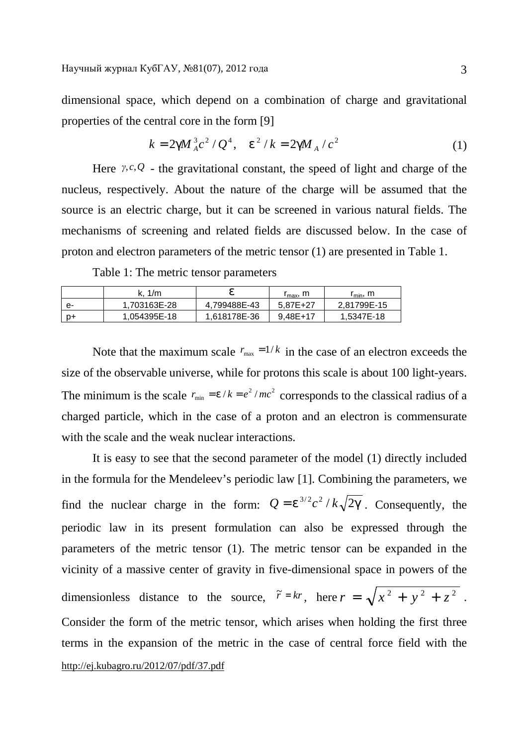dimensional space, which depend on a combination of charge and gravitational properties of the central core in the form [9]

$$k = 2\gamma M_A^3 c^2 / Q^4, \quad \varepsilon^2 / k = 2\gamma M_A / c^2 \tag{1}$$

Here $\gamma, c, Q$ - the gravitational constant, the speed of light and charge of the nucleus, respectively. About the nature of the charge will be assumed that the source is an electric charge, but it can be screened in various natural fields. The mechanisms of screening and related fields are discussed below. In the case of proton and electron parameters of the metric tensor (1) are presented in Table 1.

Table 1: The metric tensor parameters

| | k, 1/m | $\varepsilon$ | $r_{max}$, m | $r_{min}$, m |
|---|---|---|---|---|
| e- | 1,703163E-28 | 4,799488E-43 | 5,87E+27 | 2,81799E-15 |
| p+ | 1,054395E-18 | 1,618178E-36 | 9,48E+17 | 1,5347E-18 |

Note that the maximum scale $r_{\max} = 1/k$ in the case of an electron exceeds the size of the observable universe, while for protons this scale is about 100 light-years. The minimum is the scale $r_{\min} = \varepsilon / k = e^2 / mc^2$ corresponds to the classical radius of a charged particle, which in the case of a proton and an electron is commensurate with the scale and the weak nuclear interactions.

It is easy to see that the second parameter of the model (1) directly included in the formula for the Mendeleev's periodic law [1]. Combining the parameters, we find the nuclear charge in the form: $Q = \varepsilon^{3/2} c^2 / k\sqrt{2\gamma}$. Consequently, the periodic law in its present formulation can also be expressed through the parameters of the metric tensor (1). The metric tensor can be expanded in the vicinity of a massive center of gravity in five-dimensional space in powers of the dimensionless distance to the source, $\tilde{r} = kr$, here $r = \sqrt{x^2 + y^2 + z^2}$. Consider the form of the metric tensor, which arises when holding the first three terms in the expansion of the metric in the case of central force field with the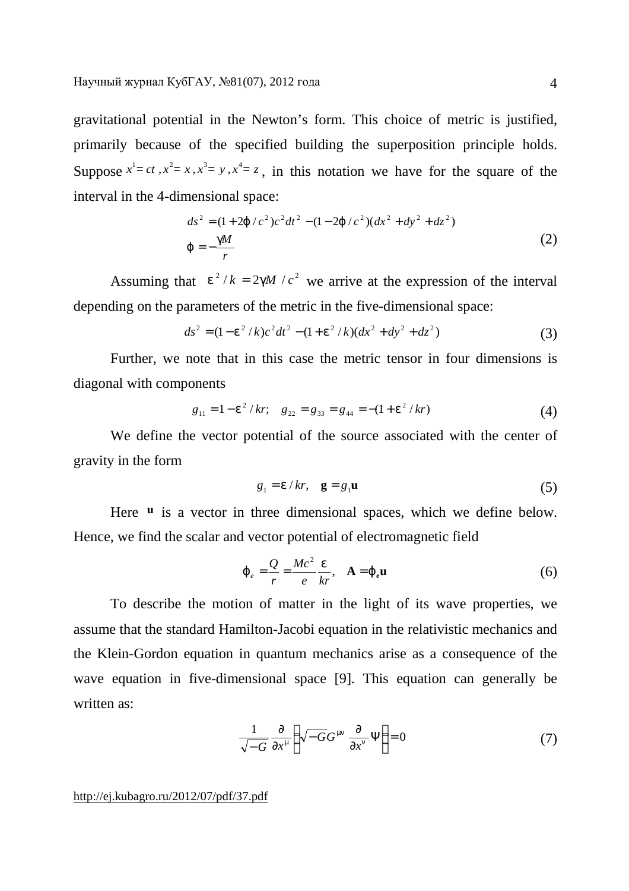gravitational potential in the Newton's form. This choice of metric is justified, primarily because of the specified building the superposition principle holds. Suppose $x^1 = ct$ , $x^2 = x$ , $x^3 = y$ , $x^4 = z$ , in this notation we have for the square of the interval in the 4-dimensional space:

$$
\begin{aligned}
ds^2 &= (1 + 2\varphi / c^2)c^2 dt^2 - (1 - 2\varphi / c^2)(dx^2 + dy^2 + dz^2) \\
\varphi &= -\frac{\gamma M}{r}
\end{aligned}
\tag{2}
$$

Assuming that $\varepsilon^2 / k = 2\gamma M / c^2$ we arrive at the expression of the interval depending on the parameters of the metric in the five-dimensional space:

$$
ds^2 = (1 - \varepsilon^2 / k)c^2 dt^2 - (1 + \varepsilon^2 / k)(dx^2 + dy^2 + dz^2) \tag{3}
$$

Further, we note that in this case the metric tensor in four dimensions is diagonal with components

$$
g_{11} = 1 - \varepsilon^2 / kr; \quad g_{22} = g_{33} = g_{44} = -(1 + \varepsilon^2 / kr) \tag{4}
$$

We define the vector potential of the source associated with the center of gravity in the form

$$
g_1 = \varepsilon / kr, \quad \mathbf{g} = g_1 \mathbf{u} \tag{5}
$$

Here $\mathbf{u}$ is a vector in three dimensional spaces, which we define below. Hence, we find the scalar and vector potential of electromagnetic field

$$
\varphi_e = \frac{Q}{r} = \frac{Mc^2}{e} \frac{\varepsilon}{kr}, \quad \mathbf{A} = \varphi_{\mathbf{e}} \mathbf{u} \tag{6}
$$

To describe the motion of matter in the light of its wave properties, we assume that the standard Hamilton-Jacobi equation in the relativistic mechanics and the Klein-Gordon equation in quantum mechanics arise as a consequence of the wave equation in five-dimensional space [9]. This equation can generally be written as:

$$
\frac{1}{\sqrt{-G}} \frac{\partial}{\partial x^\mu} \left( \sqrt{-G} G^{\mu\nu} \frac{\partial}{\partial x^\nu} \Psi \right) = 0 \tag{7}
$$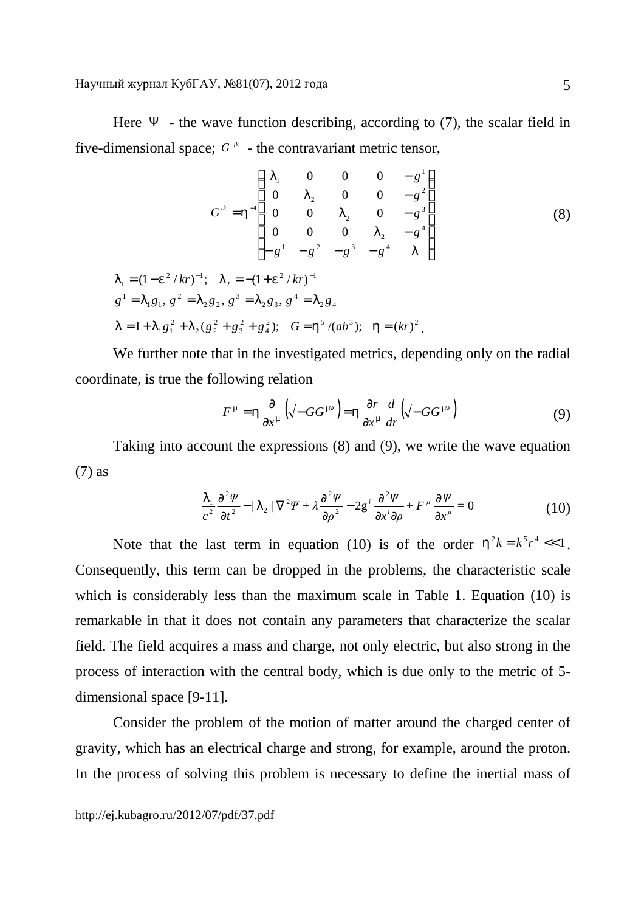Here $\Psi$ - the wave function describing, according to (7), the scalar field in five-dimensional space; $G^{ik}$ - the contravariant metric tensor,

$$G^{ik} = \eta^{-1} \begin{pmatrix} \lambda_1 & 0 & 0 & 0 & -g^1 \\ 0 & \lambda_2 & 0 & 0 & -g^2 \\ 0 & 0 & \lambda_2 & 0 & -g^3 \\ 0 & 0 & 0 & \lambda_2 & -g^4 \\ -g^1 & -g^2 & -g^3 & -g^4 & \lambda \end{pmatrix} \tag{8}$$

$\lambda_1 = (1 - \varepsilon^2 / kr)^{-1}; \quad \lambda_2 = -(1 + \varepsilon^2 / kr)^{-1}$

$g^1 = \lambda_1 g_1,\ g^2 = \lambda_2 g_2,\ g^3 = \lambda_2 g_3,\ g^4 = \lambda_2 g_4$

$\lambda = 1 + \lambda_1 g_1^2 + \lambda_2 (g_2^2 + g_3^2 + g_4^2); \quad G = \eta^5 / (ab^3); \quad \eta = (kr)^2$.

We further note that in the investigated metrics, depending only on the radial coordinate, is true the following relation

$$F^{\mu} = \eta \frac{\partial}{\partial x^{\mu}} \left( \sqrt{-G} G^{\mu\nu} \right) = \eta \frac{\partial r}{\partial x^{\mu}} \frac{d}{dr} \left( \sqrt{-G} G^{\mu\nu} \right) \tag{9}$$

Taking into account the expressions (8) and (9), we write the wave equation (7) as

$$\frac{\lambda_1}{c^2} \frac{\partial^2 \Psi}{\partial t^2} - |\lambda_2| \nabla^2 \Psi + \lambda \frac{\partial^2 \Psi}{\partial \rho^2} - 2g^i \frac{\partial^2 \Psi}{\partial x^i \partial \rho} + F^{\mu} \frac{\partial \Psi}{\partial x^{\mu}} = 0 \tag{10}$$

Note that the last term in equation (10) is of the order $\eta^2 k = k^5 r^4 << 1$. Consequently, this term can be dropped in the problems, the characteristic scale which is considerably less than the maximum scale in Table 1. Equation (10) is remarkable in that it does not contain any parameters that characterize the scalar field. The field acquires a mass and charge, not only electric, but also strong in the process of interaction with the central body, which is due only to the metric of 5-dimensional space [9-11].

Consider the problem of the motion of matter around the charged center of gravity, which has an electrical charge and strong, for example, around the proton. In the process of solving this problem is necessary to define the inertial mass of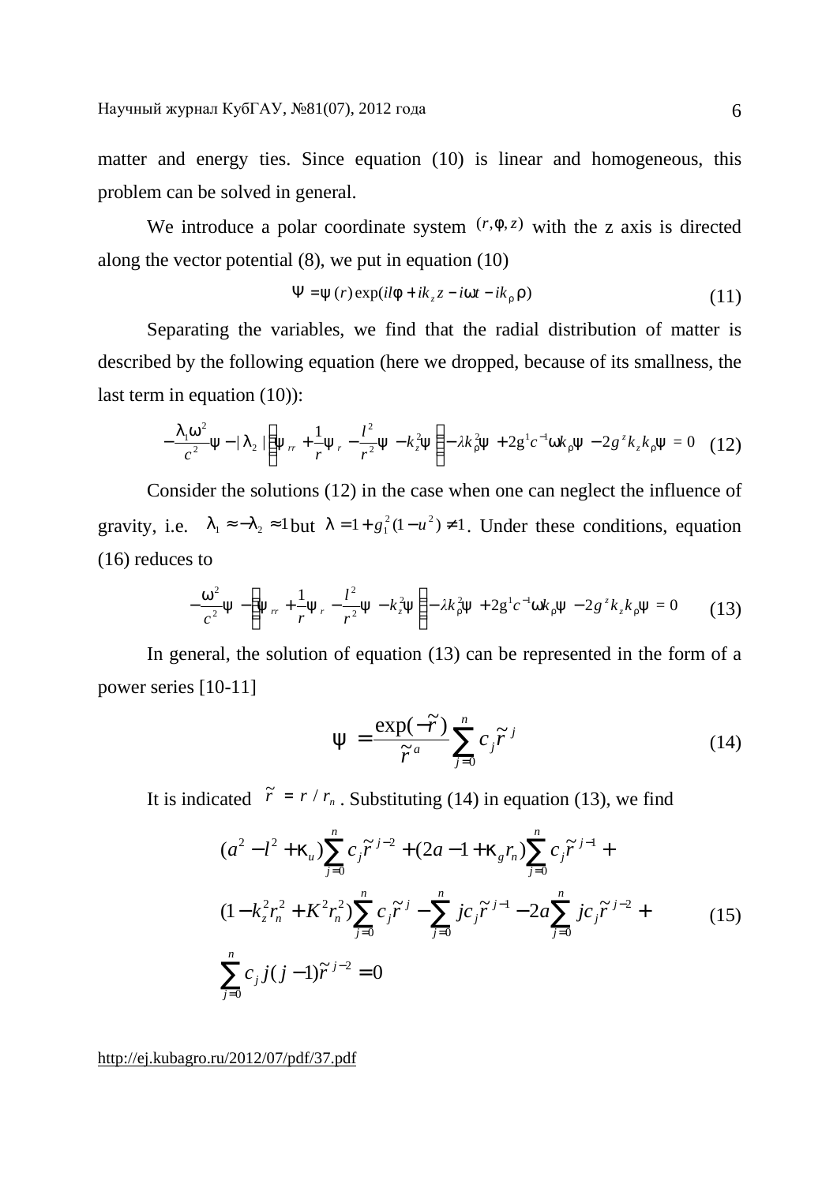matter and energy ties. Since equation (10) is linear and homogeneous, this problem can be solved in general.

We introduce a polar coordinate system $(r,\varphi,z)$ with the z axis is directed along the vector potential (8), we put in equation (10)

$$\Psi = \psi(r)\exp(il\varphi + ik_z z - i\omega t - ik_\rho \rho) \tag{11}$$

Separating the variables, we find that the radial distribution of matter is described by the following equation (here we dropped, because of its smallness, the last term in equation (10)):

$$-\frac{\lambda_1\omega^2}{c^2}\psi - |\lambda_2|\left(\psi_{rr} + \frac{1}{r}\psi_r - \frac{l^2}{r^2}\psi - k_z^2\psi\right) - \lambda k_\rho^2\psi + 2g^1 c^{-1}\omega k_\rho \psi - 2g^z k_z k_\rho \psi = 0 \tag{12}$$

Consider the solutions (12) in the case when one can neglect the influence of gravity, i.e. $\lambda_1 \approx -\lambda_2 \approx 1$ but $\lambda = 1 + g_1^2(1-u^2) \neq 1$. Under these conditions, equation (16) reduces to

$$-\frac{\omega^2}{c^2}\psi - \left(\psi_{rr} + \frac{1}{r}\psi_r - \frac{l^2}{r^2}\psi - k_z^2\psi\right) - \lambda k_\rho^2\psi + 2g^1 c^{-1}\omega k_\rho \psi - 2g^z k_z k_\rho \psi = 0 \tag{13}$$

In general, the solution of equation (13) can be represented in the form of a power series [10-11]

$$\psi = \frac{\exp(-\tilde{r})}{\tilde{r}^a}\sum_{j=0}^{n} c_j \tilde{r}^j \tag{14}$$

It is indicated $\tilde{r} = r / r_n$. Substituting (14) in equation (13), we find

$$\begin{aligned}
&(a^2 - l^2 + \kappa_u)\sum_{j=0}^{n} c_j \tilde{r}^{j-2} + (2a - 1 + \kappa_g r_n)\sum_{j=0}^{n} c_j \tilde{r}^{j-1} + \\
&(1 - k_z^2 r_n^2 + K^2 r_n^2)\sum_{j=0}^{n} c_j \tilde{r}^j - \sum_{j=0}^{n} j c_j \tilde{r}^{j-1} - 2a\sum_{j=0}^{n} j c_j \tilde{r}^{j-2} + \\
&\sum_{j=0}^{n} c_j j(j-1)\tilde{r}^{j-2} = 0
\end{aligned} \tag{15}$$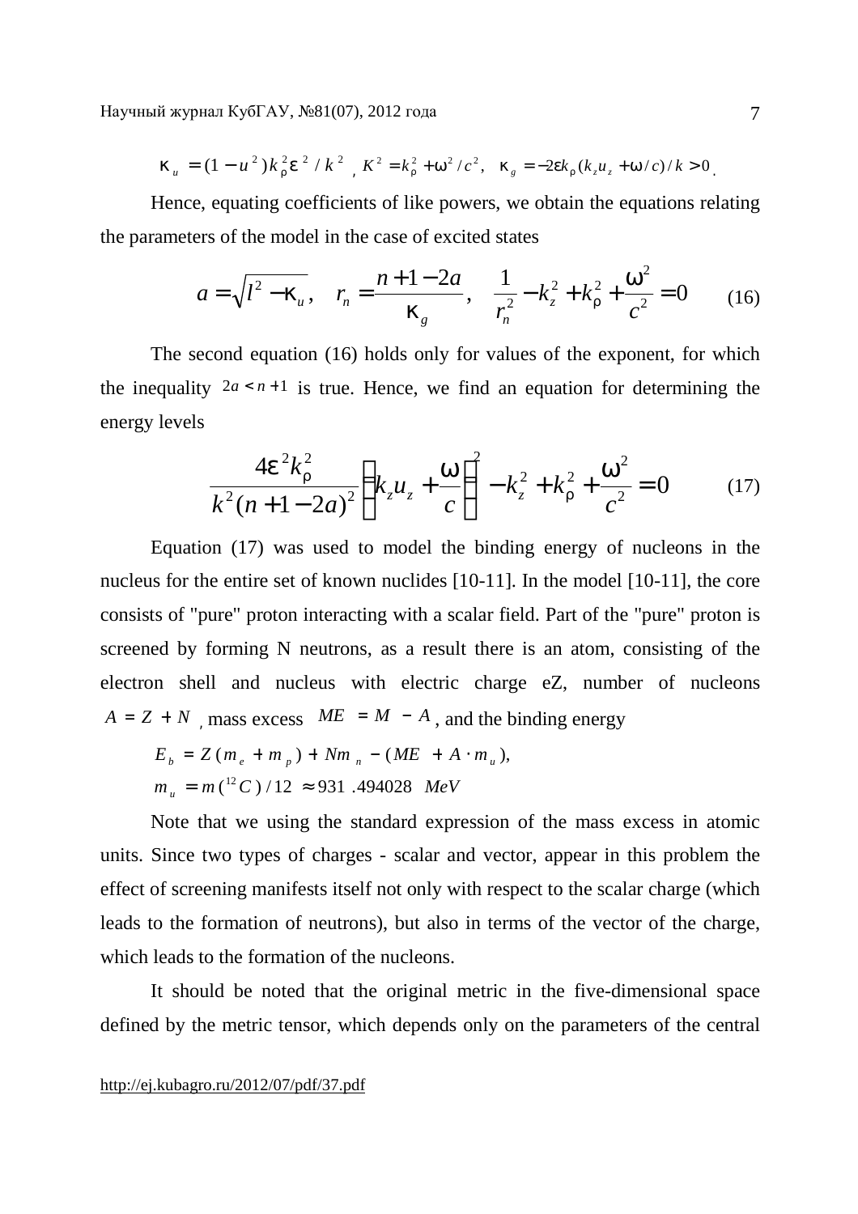$\kappa_u = (1-u^2)k_\rho^2\varepsilon^2/k^2$ , $K^2 = k_\rho^2 + \omega^2/c^2$, $\kappa_g = -2\varepsilon k_\rho(k_z u_z + \omega/c)/k > 0$.

Hence, equating coefficients of like powers, we obtain the equations relating the parameters of the model in the case of excited states

$$a = \sqrt{l^2 - \kappa_u}, \quad r_n = \frac{n+1-2a}{\kappa_g}, \quad \frac{1}{r_n^2} - k_z^2 + k_\rho^2 + \frac{\omega^2}{c^2} = 0 \tag{16}$$

The second equation (16) holds only for values of the exponent, for which the inequality $2a < n+1$ is true. Hence, we find an equation for determining the energy levels

$$\frac{4\varepsilon^2 k_\rho^2}{k^2(n+1-2a)^2}\left(k_z u_z + \frac{\omega}{c}\right)^2 - k_z^2 + k_\rho^2 + \frac{\omega^2}{c^2} = 0 \tag{17}$$

Equation (17) was used to model the binding energy of nucleons in the nucleus for the entire set of known nuclides [10-11]. In the model [10-11], the core consists of "pure" proton interacting with a scalar field. Part of the "pure" proton is screened by forming N neutrons, as a result there is an atom, consisting of the electron shell and nucleus with electric charge eZ, number of nucleons $A = Z + N$ , mass excess $ME = M - A$, and the binding energy

$$E_b = Z(m_e + m_p) + Nm_n - (ME + A \cdot m_u),$$

$$m_u = m(^{12}C)/12 \approx 931.494028 \ MeV$$

Note that we using the standard expression of the mass excess in atomic units. Since two types of charges - scalar and vector, appear in this problem the effect of screening manifests itself not only with respect to the scalar charge (which leads to the formation of neutrons), but also in terms of the vector of the charge, which leads to the formation of the nucleons.

It should be noted that the original metric in the five-dimensional space defined by the metric tensor, which depends only on the parameters of the central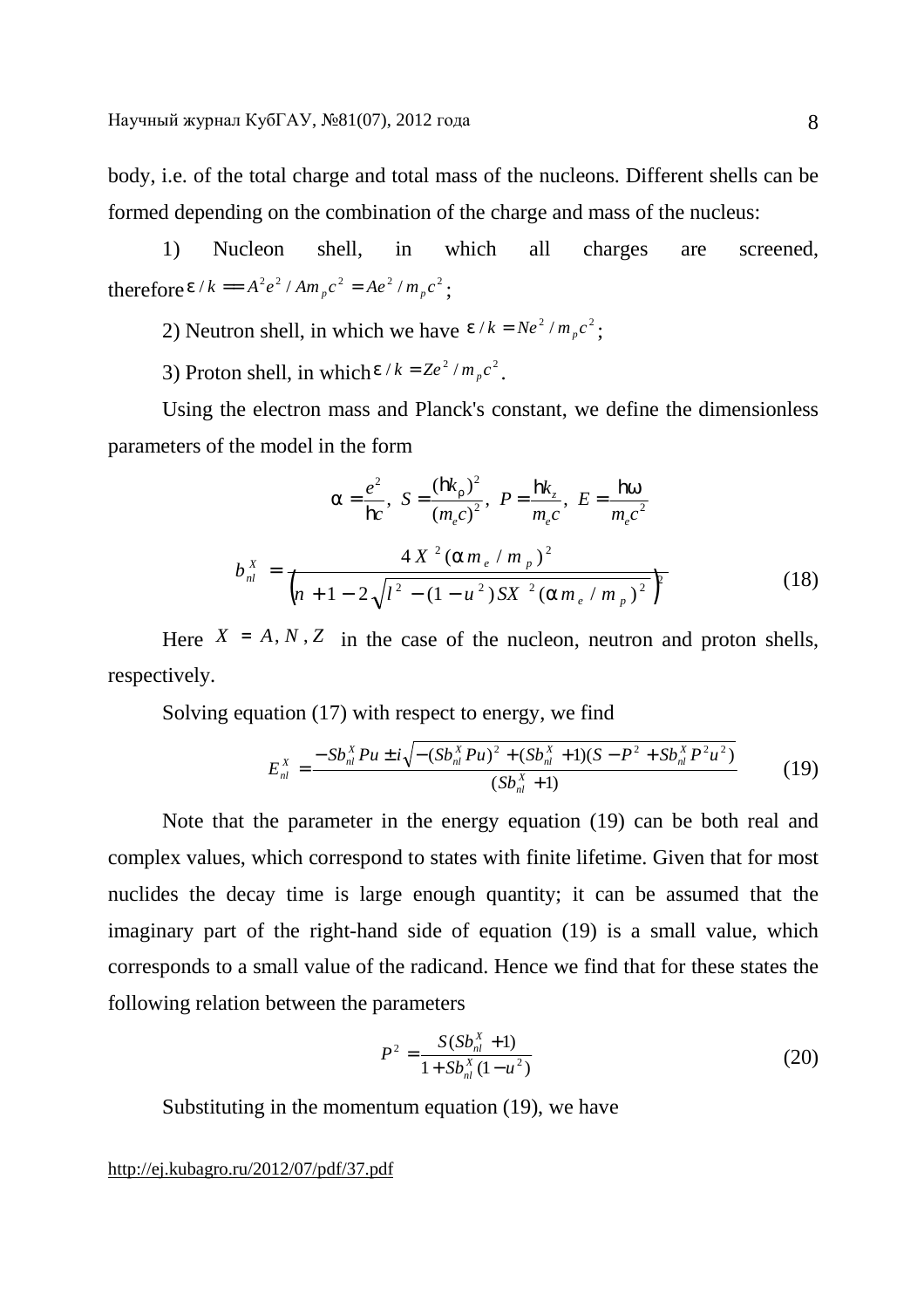body, i.e. of the total charge and total mass of the nucleons. Different shells can be formed depending on the combination of the charge and mass of the nucleus:

1) Nucleon shell, in which all charges are screened, therefore $\varepsilon / k = A^2 e^2 / A m_p c^2 = A e^2 / m_p c^2$;

2) Neutron shell, in which we have $\varepsilon / k = N e^2 / m_p c^2$;

3) Proton shell, in which $\varepsilon / k = Z e^2 / m_p c^2$.

Using the electron mass and Planck's constant, we define the dimensionless parameters of the model in the form

$$\alpha = \frac{e^2}{\hbar c}, \; S = \frac{(\hbar k_\rho)^2}{(m_e c)^2}, \; P = \frac{\hbar k_z}{m_e c}, \; E = \frac{\hbar \omega}{m_e c^2}$$

$$b_{nl}^X = \frac{4 X^2 (\alpha m_e / m_p)^2}{\left(n + 1 - 2\sqrt{l^2 - (1 - u^2) S X^2 (\alpha m_e / m_p)^2}\right)^2} \tag{18}$$

Here $X = A, N, Z$ in the case of the nucleon, neutron and proton shells, respectively.

Solving equation (17) with respect to energy, we find

$$E_{nl}^X = \frac{-S b_{nl}^X P u \pm i\sqrt{-(S b_{nl}^X P u)^2 + (S b_{nl}^X + 1)(S - P^2 + S b_{nl}^X P^2 u^2)}}{(S b_{nl}^X + 1)} \tag{19}$$

Note that the parameter in the energy equation (19) can be both real and complex values, which correspond to states with finite lifetime. Given that for most nuclides the decay time is large enough quantity; it can be assumed that the imaginary part of the right-hand side of equation (19) is a small value, which corresponds to a small value of the radicand. Hence we find that for these states the following relation between the parameters

$$P^2 = \frac{S(S b_{nl}^X + 1)}{1 + S b_{nl}^X (1 - u^2)} \tag{20}$$

Substituting in the momentum equation (19), we have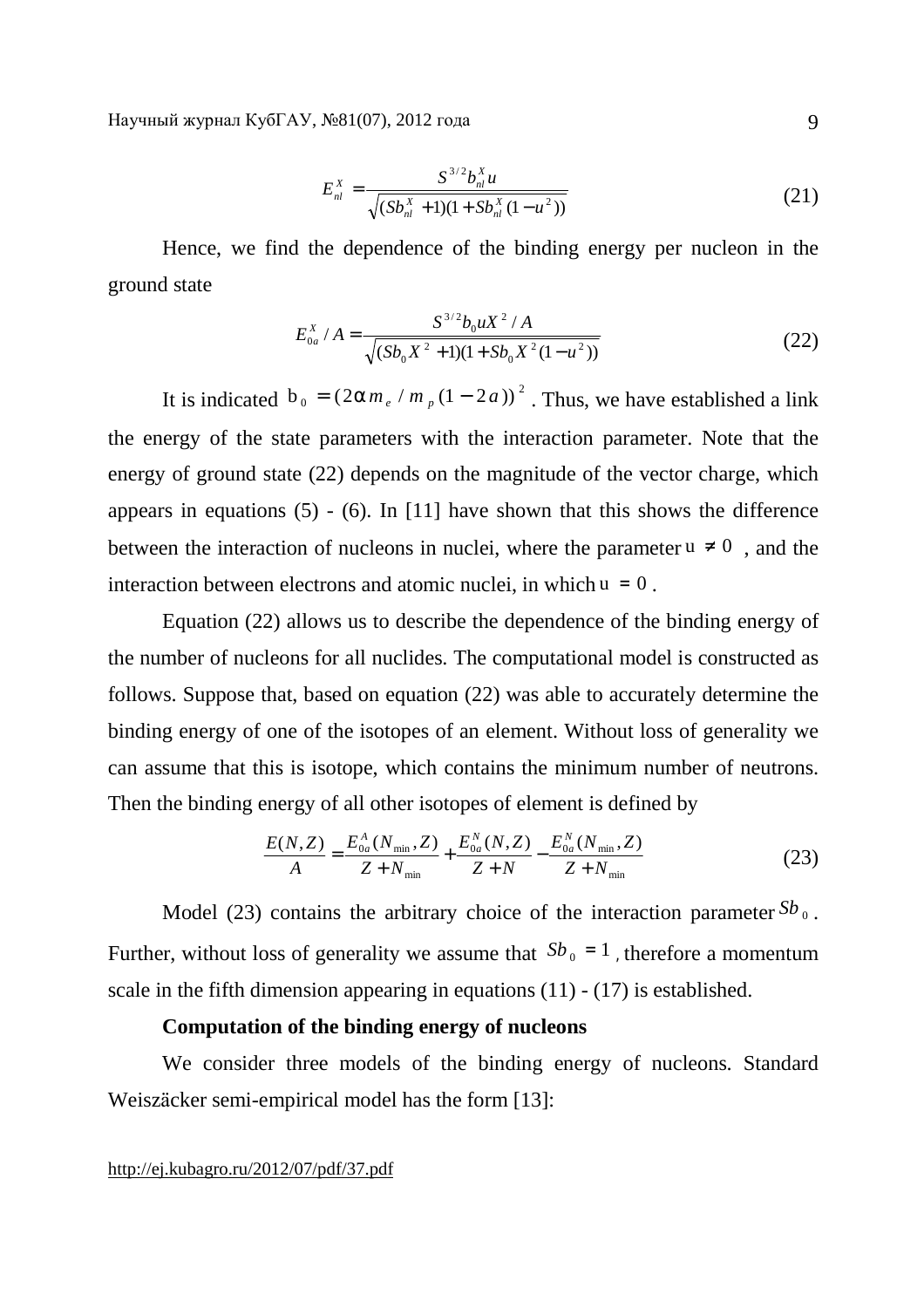$$E_{nl}^{X} = \frac{S^{3/2} b_{nl}^{X} u}{\sqrt{(Sb_{nl}^{X} + 1)(1 + Sb_{nl}^{X}(1 - u^2))}} \tag{21}$$

Hence, we find the dependence of the binding energy per nucleon in the ground state

$$E_{0a}^{X} / A = \frac{S^{3/2} b_0 u X^2 / A}{\sqrt{(Sb_0 X^2 + 1)(1 + Sb_0 X^2 (1 - u^2))}} \tag{22}$$

It is indicated $b_0 = (2\alpha m_e / m_p (1 - 2a))^2$. Thus, we have established a link the energy of the state parameters with the interaction parameter. Note that the energy of ground state (22) depends on the magnitude of the vector charge, which appears in equations (5) - (6). In [11] have shown that this shows the difference between the interaction of nucleons in nuclei, where the parameter $u \neq 0$, and the interaction between electrons and atomic nuclei, in which $u = 0$.

Equation (22) allows us to describe the dependence of the binding energy of the number of nucleons for all nuclides. The computational model is constructed as follows. Suppose that, based on equation (22) was able to accurately determine the binding energy of one of the isotopes of an element. Without loss of generality we can assume that this is isotope, which contains the minimum number of neutrons. Then the binding energy of all other isotopes of element is defined by

$$\frac{E(N,Z)}{A} = \frac{E_{0a}^{A}(N_{\min}, Z)}{Z + N_{\min}} + \frac{E_{0a}^{N}(N,Z)}{Z + N} - \frac{E_{0a}^{N}(N_{\min}, Z)}{Z + N_{\min}} \tag{23}$$

Model (23) contains the arbitrary choice of the interaction parameter $Sb_0$. Further, without loss of generality we assume that $Sb_0 = 1$, therefore a momentum scale in the fifth dimension appearing in equations (11) - (17) is established.

**Computation of the binding energy of nucleons**

We consider three models of the binding energy of nucleons. Standard Weiszäcker semi-empirical model has the form [13]: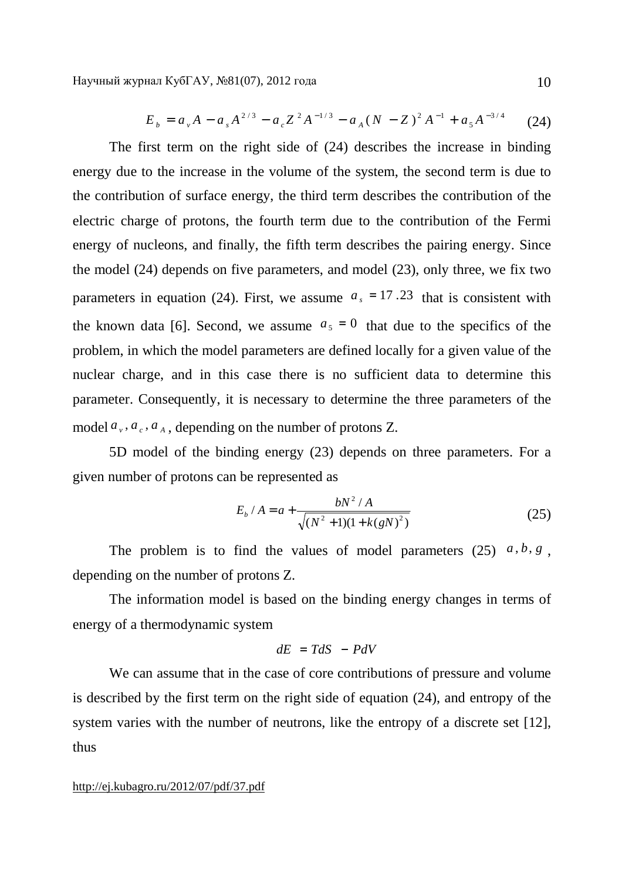$$E_b = a_v A - a_s A^{2/3} - a_c Z^2 A^{-1/3} - a_A (N - Z)^2 A^{-1} + a_5 A^{-3/4} \qquad (24)$$

The first term on the right side of (24) describes the increase in binding energy due to the increase in the volume of the system, the second term is due to the contribution of surface energy, the third term describes the contribution of the electric charge of protons, the fourth term due to the contribution of the Fermi energy of nucleons, and finally, the fifth term describes the pairing energy. Since the model (24) depends on five parameters, and model (23), only three, we fix two parameters in equation (24). First, we assume $a_s = 17.23$ that is consistent with the known data [6]. Second, we assume $a_5 = 0$ that due to the specifics of the problem, in which the model parameters are defined locally for a given value of the nuclear charge, and in this case there is no sufficient data to determine this parameter. Consequently, it is necessary to determine the three parameters of the model $a_v, a_c, a_A$, depending on the number of protons Z.

5D model of the binding energy (23) depends on three parameters. For a given number of protons can be represented as

$$E_b / A = a + \frac{bN^2 / A}{\sqrt{(N^2 + 1)(1 + k(gN)^2)}} \qquad (25)$$

The problem is to find the values of model parameters (25) $a, b, g$, depending on the number of protons Z.

The information model is based on the binding energy changes in terms of energy of a thermodynamic system

$$dE = TdS - PdV$$

We can assume that in the case of core contributions of pressure and volume is described by the first term on the right side of equation (24), and entropy of the system varies with the number of neutrons, like the entropy of a discrete set [12], thus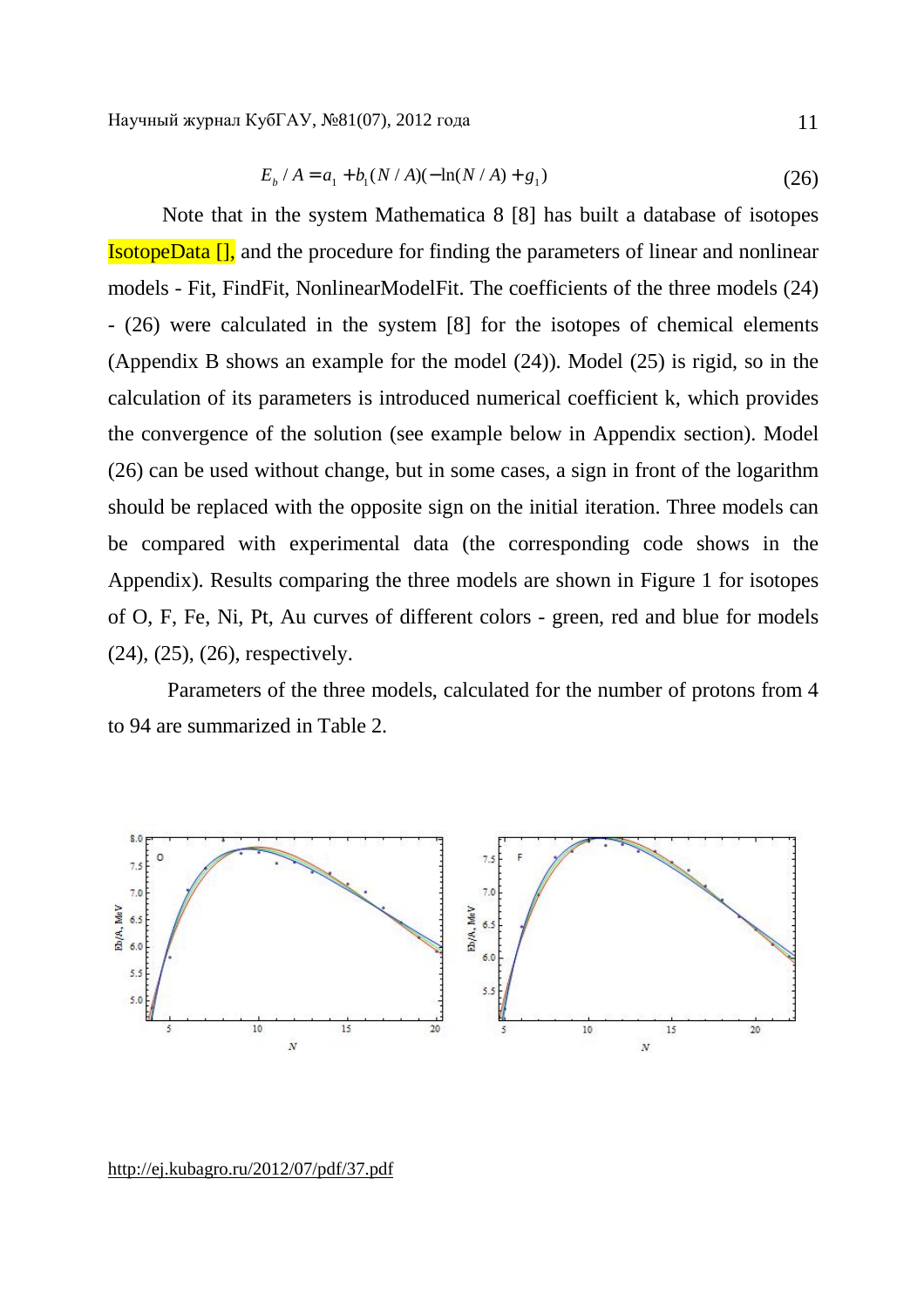$$E_b / A = a_1 + b_1(N / A)(-\ln(N / A) + g_1) \tag{26}$$

Note that in the system Mathematica 8 [8] has built a database of isotopes IsotopeData [], and the procedure for finding the parameters of linear and nonlinear models - Fit, FindFit, NonlinearModelFit. The coefficients of the three models (24) - (26) were calculated in the system [8] for the isotopes of chemical elements (Appendix B shows an example for the model (24)). Model (25) is rigid, so in the calculation of its parameters is introduced numerical coefficient k, which provides the convergence of the solution (see example below in Appendix section). Model (26) can be used without change, but in some cases, a sign in front of the logarithm should be replaced with the opposite sign on the initial iteration. Three models can be compared with experimental data (the corresponding code shows in the Appendix). Results comparing the three models are shown in Figure 1 for isotopes of O, F, Fe, Ni, Pt, Au curves of different colors - green, red and blue for models (24), (25), (26), respectively.

Parameters of the three models, calculated for the number of protons from 4 to 94 are summarized in Table 2.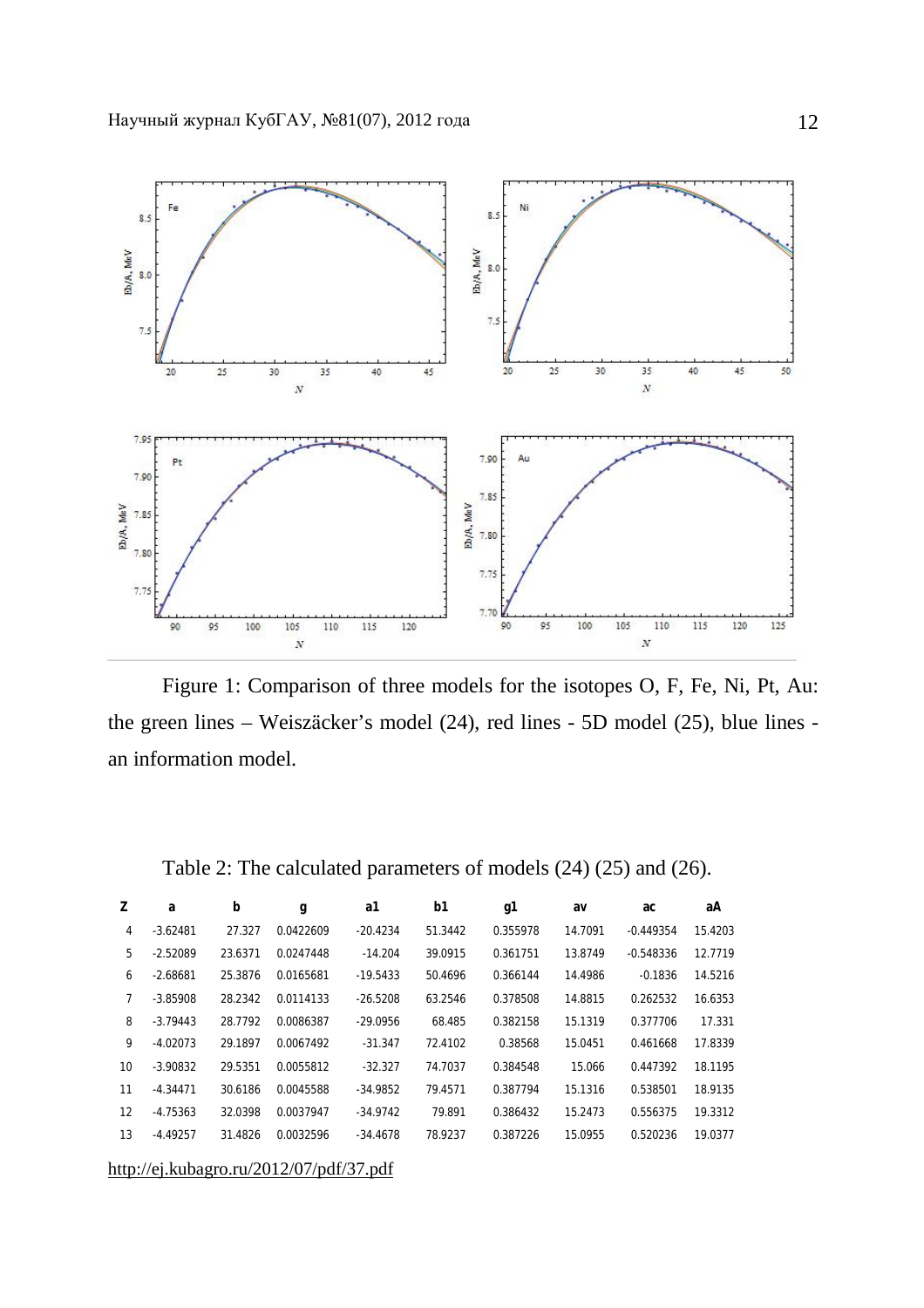Figure 1: Comparison of three models for the isotopes O, F, Fe, Ni, Pt, Au: the green lines – Weiszäcker's model (24), red lines - 5D model (25), blue lines - an information model.

Table 2: The calculated parameters of models (24) (25) and (26).

| Z | a | b | g | a1 | b1 | g1 | av | ac | aA |
|---|---|---|---|---|---|---|---|---|---|
| 4 | -3.62481 | 27.327 | 0.0422609 | -20.4234 | 51.3442 | 0.355978 | 14.7091 | -0.449354 | 15.4203 |
| 5 | -2.52089 | 23.6371 | 0.0247448 | -14.204 | 39.0915 | 0.361751 | 13.8749 | -0.548336 | 12.7719 |
| 6 | -2.68681 | 25.3876 | 0.0165681 | -19.5433 | 50.4696 | 0.366144 | 14.4986 | -0.1836 | 14.5216 |
| 7 | -3.85908 | 28.2342 | 0.0114133 | -26.5208 | 63.2546 | 0.378508 | 14.8815 | 0.262532 | 16.6353 |
| 8 | -3.79443 | 28.7792 | 0.0086387 | -29.0956 | 68.485 | 0.382158 | 15.1319 | 0.377706 | 17.331 |
| 9 | -4.02073 | 29.1897 | 0.0067492 | -31.347 | 72.4102 | 0.38568 | 15.0451 | 0.461668 | 17.8339 |
| 10 | -3.90832 | 29.5351 | 0.0055812 | -32.327 | 74.7037 | 0.384548 | 15.066 | 0.447392 | 18.1195 |
| 11 | -4.34471 | 30.6186 | 0.0045588 | -34.9852 | 79.4571 | 0.387794 | 15.1316 | 0.538501 | 18.9135 |
| 12 | -4.75363 | 32.0398 | 0.0037947 | -34.9742 | 79.891 | 0.386432 | 15.2473 | 0.556375 | 19.3312 |
| 13 | -4.49257 | 31.4826 | 0.0032596 | -34.4678 | 78.9237 | 0.387226 | 15.0955 | 0.520236 | 19.0377 |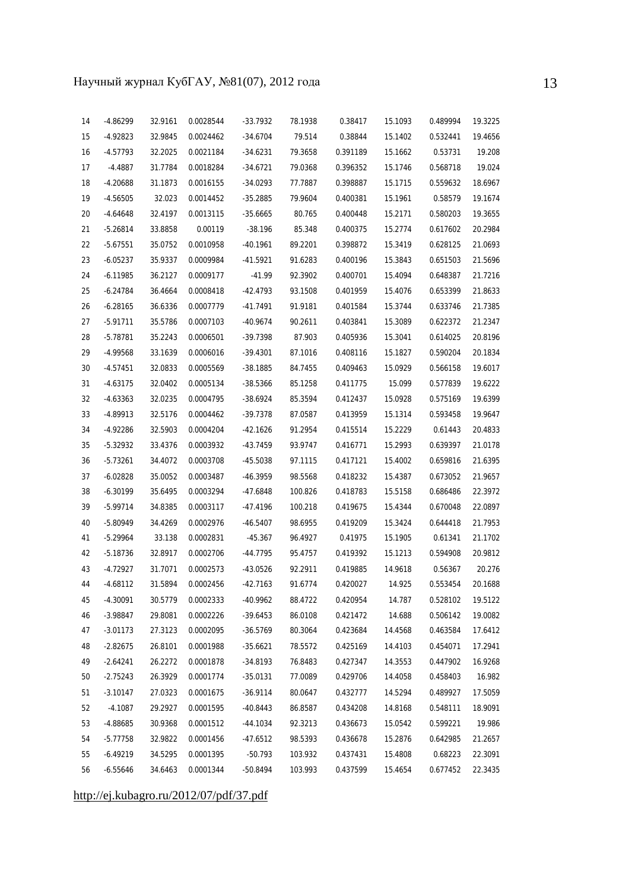| | | | | | | | | | |
|---|---|---|---|---|---|---|---|---|---|
| 14 | -4.86299 | 32.9161 | 0.0028544 | -33.7932 | 78.1938 | 0.38417 | 15.1093 | 0.489994 | 19.3225 |
| 15 | -4.92823 | 32.9845 | 0.0024462 | -34.6704 | 79.514 | 0.38844 | 15.1402 | 0.532441 | 19.4656 |
| 16 | -4.57793 | 32.2025 | 0.0021184 | -34.6231 | 79.3658 | 0.391189 | 15.1662 | 0.53731 | 19.208 |
| 17 | -4.4887 | 31.7784 | 0.0018284 | -34.6721 | 79.0368 | 0.396352 | 15.1746 | 0.568718 | 19.024 |
| 18 | -4.20688 | 31.1873 | 0.0016155 | -34.0293 | 77.7887 | 0.398887 | 15.1715 | 0.559632 | 18.6967 |
| 19 | -4.56505 | 32.023 | 0.0014452 | -35.2885 | 79.9604 | 0.400381 | 15.1961 | 0.58579 | 19.1674 |
| 20 | -4.64648 | 32.4197 | 0.0013115 | -35.6665 | 80.765 | 0.400448 | 15.2171 | 0.580203 | 19.3655 |
| 21 | -5.26814 | 33.8858 | 0.00119 | -38.196 | 85.348 | 0.400375 | 15.2774 | 0.617602 | 20.2984 |
| 22 | -5.67551 | 35.0752 | 0.0010958 | -40.1961 | 89.2201 | 0.398872 | 15.3419 | 0.628125 | 21.0693 |
| 23 | -6.05237 | 35.9337 | 0.0009984 | -41.5921 | 91.6283 | 0.400196 | 15.3843 | 0.651503 | 21.5696 |
| 24 | -6.11985 | 36.2127 | 0.0009177 | -41.99 | 92.3902 | 0.400701 | 15.4094 | 0.648387 | 21.7216 |
| 25 | -6.24784 | 36.4664 | 0.0008418 | -42.4793 | 93.1508 | 0.401959 | 15.4076 | 0.653399 | 21.8633 |
| 26 | -6.28165 | 36.6336 | 0.0007779 | -41.7491 | 91.9181 | 0.401584 | 15.3744 | 0.633746 | 21.7385 |
| 27 | -5.91711 | 35.5786 | 0.0007103 | -40.9674 | 90.2611 | 0.403841 | 15.3089 | 0.622372 | 21.2347 |
| 28 | -5.78781 | 35.2243 | 0.0006501 | -39.7398 | 87.903 | 0.405936 | 15.3041 | 0.614025 | 20.8196 |
| 29 | -4.99568 | 33.1639 | 0.0006016 | -39.4301 | 87.1016 | 0.408116 | 15.1827 | 0.590204 | 20.1834 |
| 30 | -4.57451 | 32.0833 | 0.0005569 | -38.1885 | 84.7455 | 0.409463 | 15.0929 | 0.566158 | 19.6017 |
| 31 | -4.63175 | 32.0402 | 0.0005134 | -38.5366 | 85.1258 | 0.411775 | 15.099 | 0.577839 | 19.6222 |
| 32 | -4.63363 | 32.0235 | 0.0004795 | -38.6924 | 85.3594 | 0.412437 | 15.0928 | 0.575169 | 19.6399 |
| 33 | -4.89913 | 32.5176 | 0.0004462 | -39.7378 | 87.0587 | 0.413959 | 15.1314 | 0.593458 | 19.9647 |
| 34 | -4.92286 | 32.5903 | 0.0004204 | -42.1626 | 91.2954 | 0.415514 | 15.2229 | 0.61443 | 20.4833 |
| 35 | -5.32932 | 33.4376 | 0.0003932 | -43.7459 | 93.9747 | 0.416771 | 15.2993 | 0.639397 | 21.0178 |
| 36 | -5.73261 | 34.4072 | 0.0003708 | -45.5038 | 97.1115 | 0.417121 | 15.4002 | 0.659816 | 21.6395 |
| 37 | -6.02828 | 35.0052 | 0.0003487 | -46.3959 | 98.5568 | 0.418232 | 15.4387 | 0.673052 | 21.9657 |
| 38 | -6.30199 | 35.6495 | 0.0003294 | -47.6848 | 100.826 | 0.418783 | 15.5158 | 0.686486 | 22.3972 |
| 39 | -5.99714 | 34.8385 | 0.0003117 | -47.4196 | 100.218 | 0.419675 | 15.4344 | 0.670048 | 22.0897 |
| 40 | -5.80949 | 34.4269 | 0.0002976 | -46.5407 | 98.6955 | 0.419209 | 15.3424 | 0.644418 | 21.7953 |
| 41 | -5.29964 | 33.138 | 0.0002831 | -45.367 | 96.4927 | 0.41975 | 15.1905 | 0.61341 | 21.1702 |
| 42 | -5.18736 | 32.8917 | 0.0002706 | -44.7795 | 95.4757 | 0.419392 | 15.1213 | 0.594908 | 20.9812 |
| 43 | -4.72927 | 31.7071 | 0.0002573 | -43.0526 | 92.2911 | 0.419885 | 14.9618 | 0.56367 | 20.276 |
| 44 | -4.68112 | 31.5894 | 0.0002456 | -42.7163 | 91.6774 | 0.420027 | 14.925 | 0.553454 | 20.1688 |
| 45 | -4.30091 | 30.5779 | 0.0002333 | -40.9962 | 88.4722 | 0.420954 | 14.787 | 0.528102 | 19.5122 |
| 46 | -3.98847 | 29.8081 | 0.0002226 | -39.6453 | 86.0108 | 0.421472 | 14.688 | 0.506142 | 19.0082 |
| 47 | -3.01173 | 27.3123 | 0.0002095 | -36.5769 | 80.3064 | 0.423684 | 14.4568 | 0.463584 | 17.6412 |
| 48 | -2.82675 | 26.8101 | 0.0001988 | -35.6621 | 78.5572 | 0.425169 | 14.4103 | 0.454071 | 17.2941 |
| 49 | -2.64241 | 26.2272 | 0.0001878 | -34.8193 | 76.8483 | 0.427347 | 14.3553 | 0.447902 | 16.9268 |
| 50 | -2.75243 | 26.3929 | 0.0001774 | -35.0131 | 77.0089 | 0.429706 | 14.4058 | 0.458403 | 16.982 |
| 51 | -3.10147 | 27.0323 | 0.0001675 | -36.9114 | 80.0647 | 0.432777 | 14.5294 | 0.489927 | 17.5059 |
| 52 | -4.1087 | 29.2927 | 0.0001595 | -40.8443 | 86.8587 | 0.434208 | 14.8168 | 0.548111 | 18.9091 |
| 53 | -4.88685 | 30.9368 | 0.0001512 | -44.1034 | 92.3213 | 0.436673 | 15.0542 | 0.599221 | 19.986 |
| 54 | -5.77758 | 32.9822 | 0.0001456 | -47.6512 | 98.5393 | 0.436678 | 15.2876 | 0.642985 | 21.2657 |
| 55 | -6.49219 | 34.5295 | 0.0001395 | -50.793 | 103.932 | 0.437431 | 15.4808 | 0.68223 | 22.3091 |
| 56 | -6.55646 | 34.6463 | 0.0001344 | -50.8494 | 103.993 | 0.437599 | 15.4654 | 0.677452 | 22.3435 |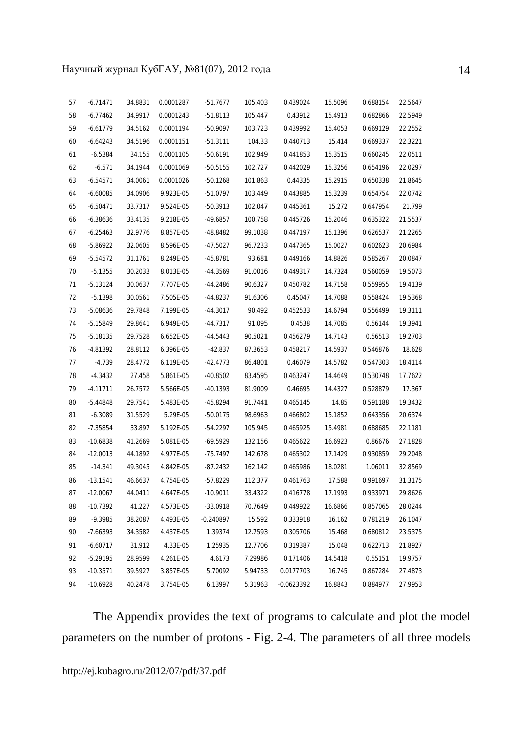| | | | | | | | | | |
|---|---|---|---|---|---|---|---|---|---|
| 57 | -6.71471 | 34.8831 | 0.0001287 | -51.7677 | 105.403 | 0.439024 | 15.5096 | 0.688154 | 22.5647 |
| 58 | -6.77462 | 34.9917 | 0.0001243 | -51.8113 | 105.447 | 0.43912 | 15.4913 | 0.682866 | 22.5949 |
| 59 | -6.61779 | 34.5162 | 0.0001194 | -50.9097 | 103.723 | 0.439992 | 15.4053 | 0.669129 | 22.2552 |
| 60 | -6.64243 | 34.5196 | 0.0001151 | -51.3111 | 104.33 | 0.440713 | 15.414 | 0.669337 | 22.3221 |
| 61 | -6.5384 | 34.155 | 0.0001105 | -50.6191 | 102.949 | 0.441853 | 15.3515 | 0.660245 | 22.0511 |
| 62 | -6.571 | 34.1944 | 0.0001069 | -50.5155 | 102.727 | 0.442029 | 15.3256 | 0.654196 | 22.0297 |
| 63 | -6.54571 | 34.0061 | 0.0001026 | -50.1268 | 101.863 | 0.44335 | 15.2915 | 0.650338 | 21.8645 |
| 64 | -6.60085 | 34.0906 | 9.923E-05 | -51.0797 | 103.449 | 0.443885 | 15.3239 | 0.654754 | 22.0742 |
| 65 | -6.50471 | 33.7317 | 9.524E-05 | -50.3913 | 102.047 | 0.445361 | 15.272 | 0.647954 | 21.799 |
| 66 | -6.38636 | 33.4135 | 9.218E-05 | -49.6857 | 100.758 | 0.445726 | 15.2046 | 0.635322 | 21.5537 |
| 67 | -6.25463 | 32.9776 | 8.857E-05 | -48.8482 | 99.1038 | 0.447197 | 15.1396 | 0.626537 | 21.2265 |
| 68 | -5.86922 | 32.0605 | 8.596E-05 | -47.5027 | 96.7233 | 0.447365 | 15.0027 | 0.602623 | 20.6984 |
| 69 | -5.54572 | 31.1761 | 8.249E-05 | -45.8781 | 93.681 | 0.449166 | 14.8826 | 0.585267 | 20.0847 |
| 70 | -5.1355 | 30.2033 | 8.013E-05 | -44.3569 | 91.0016 | 0.449317 | 14.7324 | 0.560059 | 19.5073 |
| 71 | -5.13124 | 30.0637 | 7.707E-05 | -44.2486 | 90.6327 | 0.450782 | 14.7158 | 0.559955 | 19.4139 |
| 72 | -5.1398 | 30.0561 | 7.505E-05 | -44.8237 | 91.6306 | 0.45047 | 14.7088 | 0.558424 | 19.5368 |
| 73 | -5.08636 | 29.7848 | 7.199E-05 | -44.3017 | 90.492 | 0.452533 | 14.6794 | 0.556499 | 19.3111 |
| 74 | -5.15849 | 29.8641 | 6.949E-05 | -44.7317 | 91.095 | 0.4538 | 14.7085 | 0.56144 | 19.3941 |
| 75 | -5.18135 | 29.7528 | 6.652E-05 | -44.5443 | 90.5021 | 0.456279 | 14.7143 | 0.56513 | 19.2703 |
| 76 | -4.81392 | 28.8112 | 6.396E-05 | -42.837 | 87.3653 | 0.458217 | 14.5937 | 0.546876 | 18.628 |
| 77 | -4.739 | 28.4772 | 6.119E-05 | -42.4773 | 86.4801 | 0.46079 | 14.5782 | 0.547303 | 18.4114 |
| 78 | -4.3432 | 27.458 | 5.861E-05 | -40.8502 | 83.4595 | 0.463247 | 14.4649 | 0.530748 | 17.7622 |
| 79 | -4.11711 | 26.7572 | 5.566E-05 | -40.1393 | 81.9009 | 0.46695 | 14.4327 | 0.528879 | 17.367 |
| 80 | -5.44848 | 29.7541 | 5.483E-05 | -45.8294 | 91.7441 | 0.465145 | 14.85 | 0.591188 | 19.3432 |
| 81 | -6.3089 | 31.5529 | 5.29E-05 | -50.0175 | 98.6963 | 0.466802 | 15.1852 | 0.643356 | 20.6374 |
| 82 | -7.35854 | 33.897 | 5.192E-05 | -54.2297 | 105.945 | 0.465925 | 15.4981 | 0.688685 | 22.1181 |
| 83 | -10.6838 | 41.2669 | 5.081E-05 | -69.5929 | 132.156 | 0.465622 | 16.6923 | 0.86676 | 27.1828 |
| 84 | -12.0013 | 44.1892 | 4.977E-05 | -75.7497 | 142.678 | 0.465302 | 17.1429 | 0.930859 | 29.2048 |
| 85 | -14.341 | 49.3045 | 4.842E-05 | -87.2432 | 162.142 | 0.465986 | 18.0281 | 1.06011 | 32.8569 |
| 86 | -13.1541 | 46.6637 | 4.754E-05 | -57.8229 | 112.377 | 0.461763 | 17.588 | 0.991697 | 31.3175 |
| 87 | -12.0067 | 44.0411 | 4.647E-05 | -10.9011 | 33.4322 | 0.416778 | 17.1993 | 0.933971 | 29.8626 |
| 88 | -10.7392 | 41.227 | 4.573E-05 | -33.0918 | 70.7649 | 0.449922 | 16.6866 | 0.857065 | 28.0244 |
| 89 | -9.3985 | 38.2087 | 4.493E-05 | -0.240897 | 15.592 | 0.333918 | 16.162 | 0.781219 | 26.1047 |
| 90 | -7.66393 | 34.3582 | 4.437E-05 | 1.39374 | 12.7593 | 0.305706 | 15.468 | 0.680812 | 23.5375 |
| 91 | -6.60717 | 31.912 | 4.33E-05 | 1.25935 | 12.7706 | 0.319387 | 15.048 | 0.622713 | 21.8927 |
| 92 | -5.29195 | 28.9599 | 4.261E-05 | 4.6173 | 7.29986 | 0.171406 | 14.5418 | 0.55151 | 19.9757 |
| 93 | -10.3571 | 39.5927 | 3.857E-05 | 5.70092 | 5.94733 | 0.0177703 | 16.745 | 0.867284 | 27.4873 |
| 94 | -10.6928 | 40.2478 | 3.754E-05 | 6.13997 | 5.31963 | -0.0623392 | 16.8843 | 0.884977 | 27.9953 |

The Appendix provides the text of programs to calculate and plot the model parameters on the number of protons - Fig. 2-4. The parameters of all three models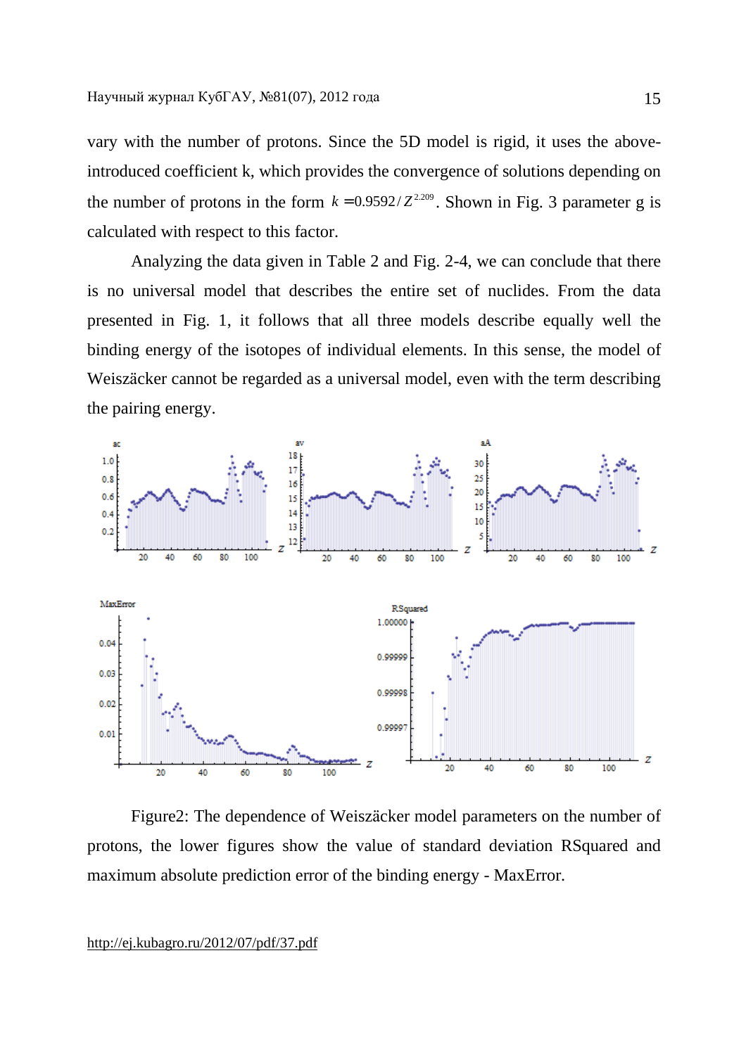vary with the number of protons. Since the 5D model is rigid, it uses the above-introduced coefficient k, which provides the convergence of solutions depending on the number of protons in the form $k = 0.9592 / Z^{2.209}$. Shown in Fig. 3 parameter g is calculated with respect to this factor.

Analyzing the data given in Table 2 and Fig. 2-4, we can conclude that there is no universal model that describes the entire set of nuclides. From the data presented in Fig. 1, it follows that all three models describe equally well the binding energy of the isotopes of individual elements. In this sense, the model of Weiszäcker cannot be regarded as a universal model, even with the term describing the pairing energy.

Figure2: The dependence of Weiszäcker model parameters on the number of protons, the lower figures show the value of standard deviation RSquared and maximum absolute prediction error of the binding energy - MaxError.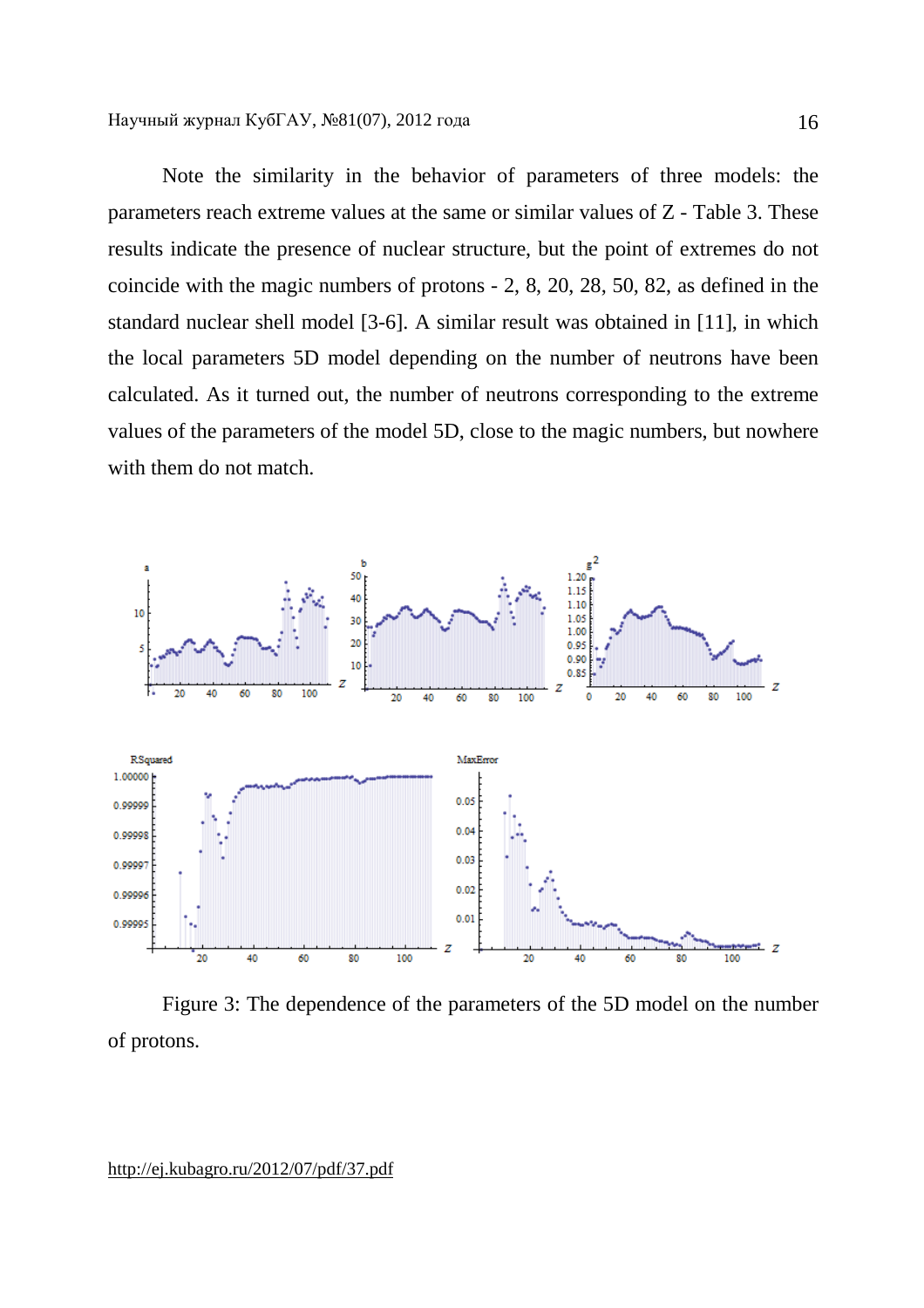Note the similarity in the behavior of parameters of three models: the parameters reach extreme values at the same or similar values of Z - Table 3. These results indicate the presence of nuclear structure, but the point of extremes do not coincide with the magic numbers of protons - 2, 8, 20, 28, 50, 82, as defined in the standard nuclear shell model [3-6]. A similar result was obtained in [11], in which the local parameters 5D model depending on the number of neutrons have been calculated. As it turned out, the number of neutrons corresponding to the extreme values of the parameters of the model 5D, close to the magic numbers, but nowhere with them do not match.

Figure 3: The dependence of the parameters of the 5D model on the number of protons.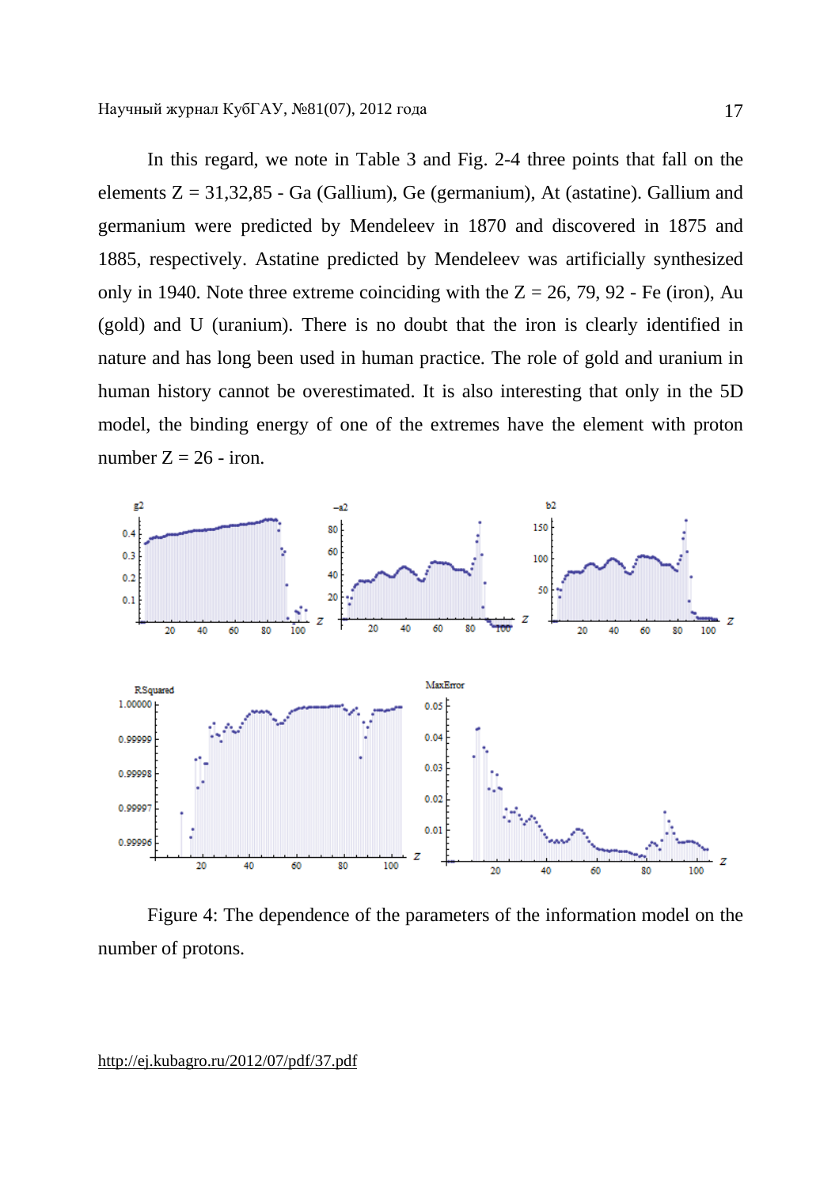In this regard, we note in Table 3 and Fig. 2-4 three points that fall on the elements Z = 31,32,85 - Ga (Gallium), Ge (germanium), At (astatine). Gallium and germanium were predicted by Mendeleev in 1870 and discovered in 1875 and 1885, respectively. Astatine predicted by Mendeleev was artificially synthesized only in 1940. Note three extreme coinciding with the Z = 26, 79, 92 - Fe (iron), Au (gold) and U (uranium). There is no doubt that the iron is clearly identified in nature and has long been used in human practice. The role of gold and uranium in human history cannot be overestimated. It is also interesting that only in the 5D model, the binding energy of one of the extremes have the element with proton number Z = 26 - iron.

Figure 4: The dependence of the parameters of the information model on the number of protons.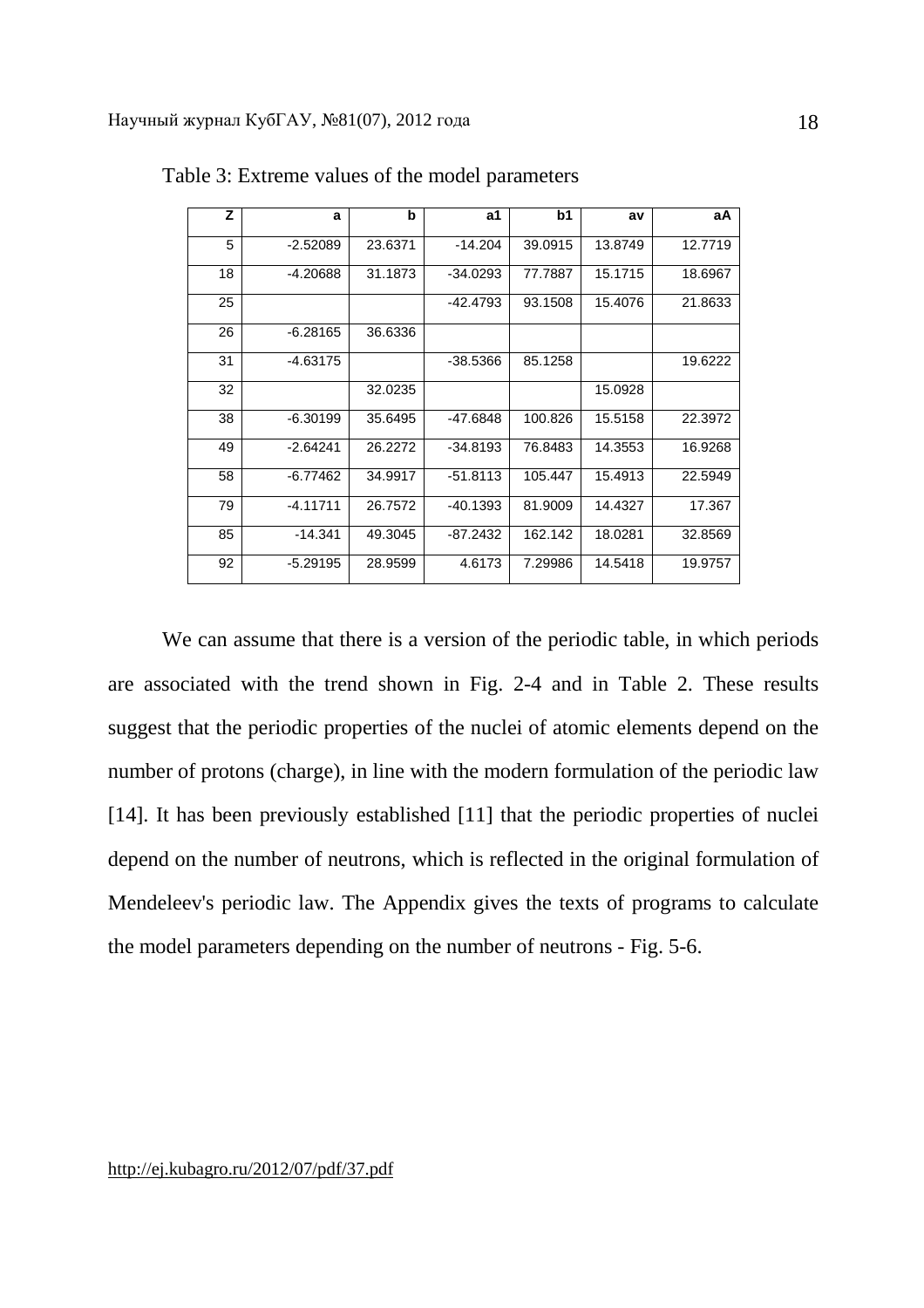Table 3: Extreme values of the model parameters

| Z | a | b | a1 | b1 | av | aA |
|---|---|---|---|---|---|---|
| 5 | -2.52089 | 23.6371 | -14.204 | 39.0915 | 13.8749 | 12.7719 |
| 18 | -4.20688 | 31.1873 | -34.0293 | 77.7887 | 15.1715 | 18.6967 |
| 25 | | | -42.4793 | 93.1508 | 15.4076 | 21.8633 |
| 26 | -6.28165 | 36.6336 | | | | |
| 31 | -4.63175 | | -38.5366 | 85.1258 | | 19.6222 |
| 32 | | 32.0235 | | | 15.0928 | |
| 38 | -6.30199 | 35.6495 | -47.6848 | 100.826 | 15.5158 | 22.3972 |
| 49 | -2.64241 | 26.2272 | -34.8193 | 76.8483 | 14.3553 | 16.9268 |
| 58 | -6.77462 | 34.9917 | -51.8113 | 105.447 | 15.4913 | 22.5949 |
| 79 | -4.11711 | 26.7572 | -40.1393 | 81.9009 | 14.4327 | 17.367 |
| 85 | -14.341 | 49.3045 | -87.2432 | 162.142 | 18.0281 | 32.8569 |
| 92 | -5.29195 | 28.9599 | 4.6173 | 7.29986 | 14.5418 | 19.9757 |

We can assume that there is a version of the periodic table, in which periods are associated with the trend shown in Fig. 2-4 and in Table 2. These results suggest that the periodic properties of the nuclei of atomic elements depend on the number of protons (charge), in line with the modern formulation of the periodic law [14]. It has been previously established [11] that the periodic properties of nuclei depend on the number of neutrons, which is reflected in the original formulation of Mendeleev's periodic law. The Appendix gives the texts of programs to calculate the model parameters depending on the number of neutrons - Fig. 5-6.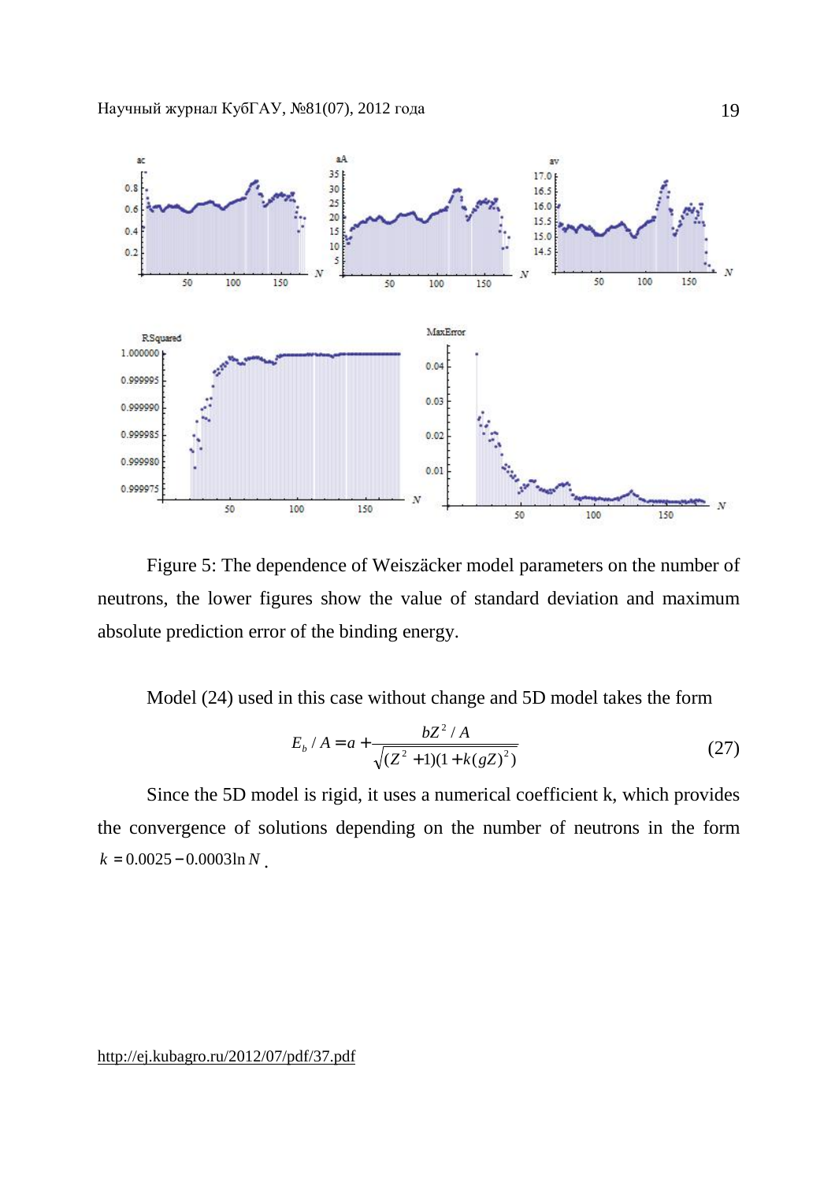Figure 5: The dependence of Weiszäcker model parameters on the number of neutrons, the lower figures show the value of standard deviation and maximum absolute prediction error of the binding energy.

Model (24) used in this case without change and 5D model takes the form

$$E_b / A = a + \frac{bZ^2 / A}{\sqrt{(Z^2 + 1)(1 + k(gZ)^2)}} \tag{27}$$

Since the 5D model is rigid, it uses a numerical coefficient k, which provides the convergence of solutions depending on the number of neutrons in the form $k = 0.0025 - 0.0003 \ln N$.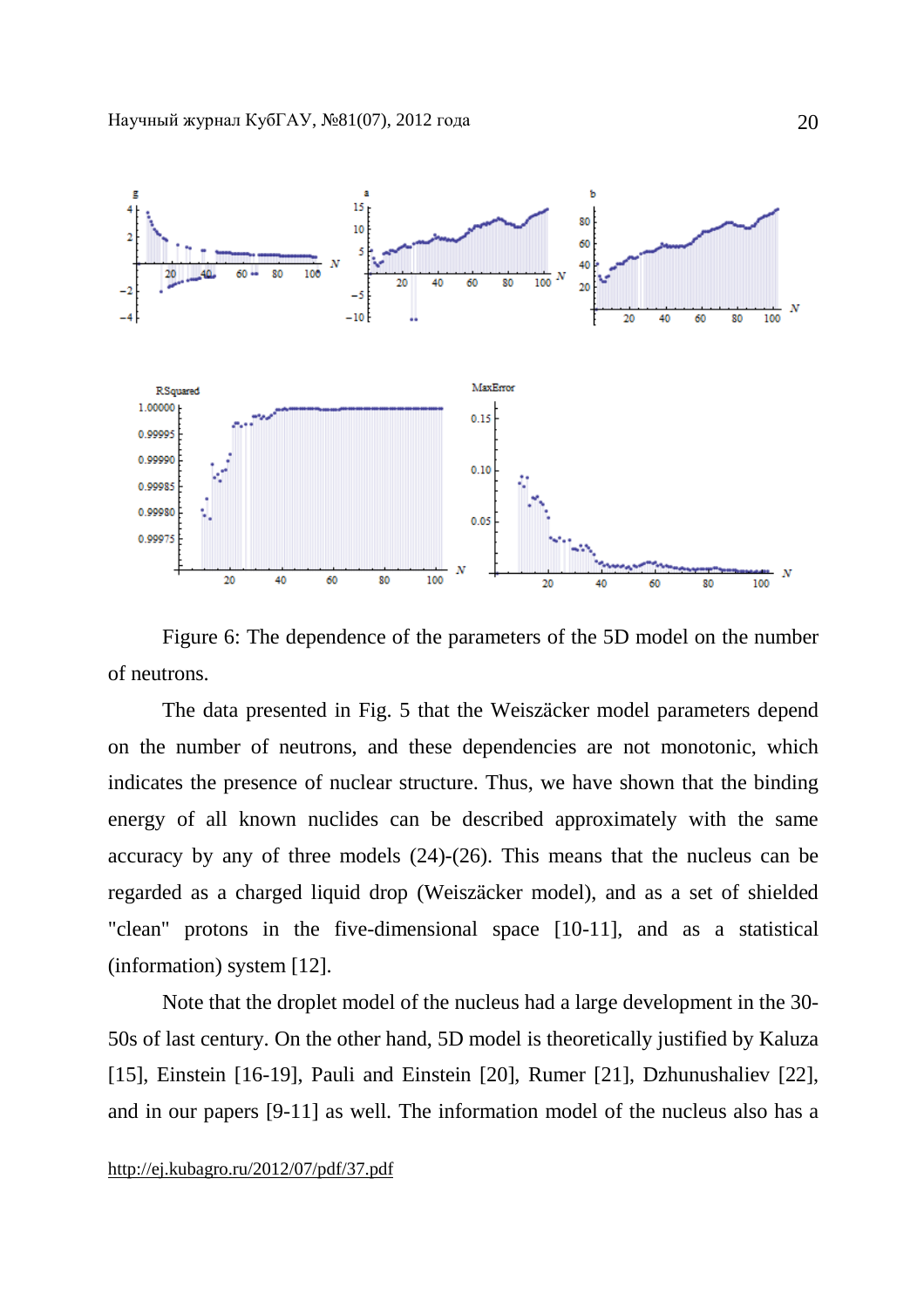Figure 6: The dependence of the parameters of the 5D model on the number of neutrons.

The data presented in Fig. 5 that the Weiszäcker model parameters depend on the number of neutrons, and these dependencies are not monotonic, which indicates the presence of nuclear structure. Thus, we have shown that the binding energy of all known nuclides can be described approximately with the same accuracy by any of three models (24)-(26). This means that the nucleus can be regarded as a charged liquid drop (Weiszäcker model), and as a set of shielded "clean" protons in the five-dimensional space [10-11], and as a statistical (information) system [12].

Note that the droplet model of the nucleus had a large development in the 30-50s of last century. On the other hand, 5D model is theoretically justified by Kaluza [15], Einstein [16-19], Pauli and Einstein [20], Rumer [21], Dzhunushaliev [22], and in our papers [9-11] as well. The information model of the nucleus also has a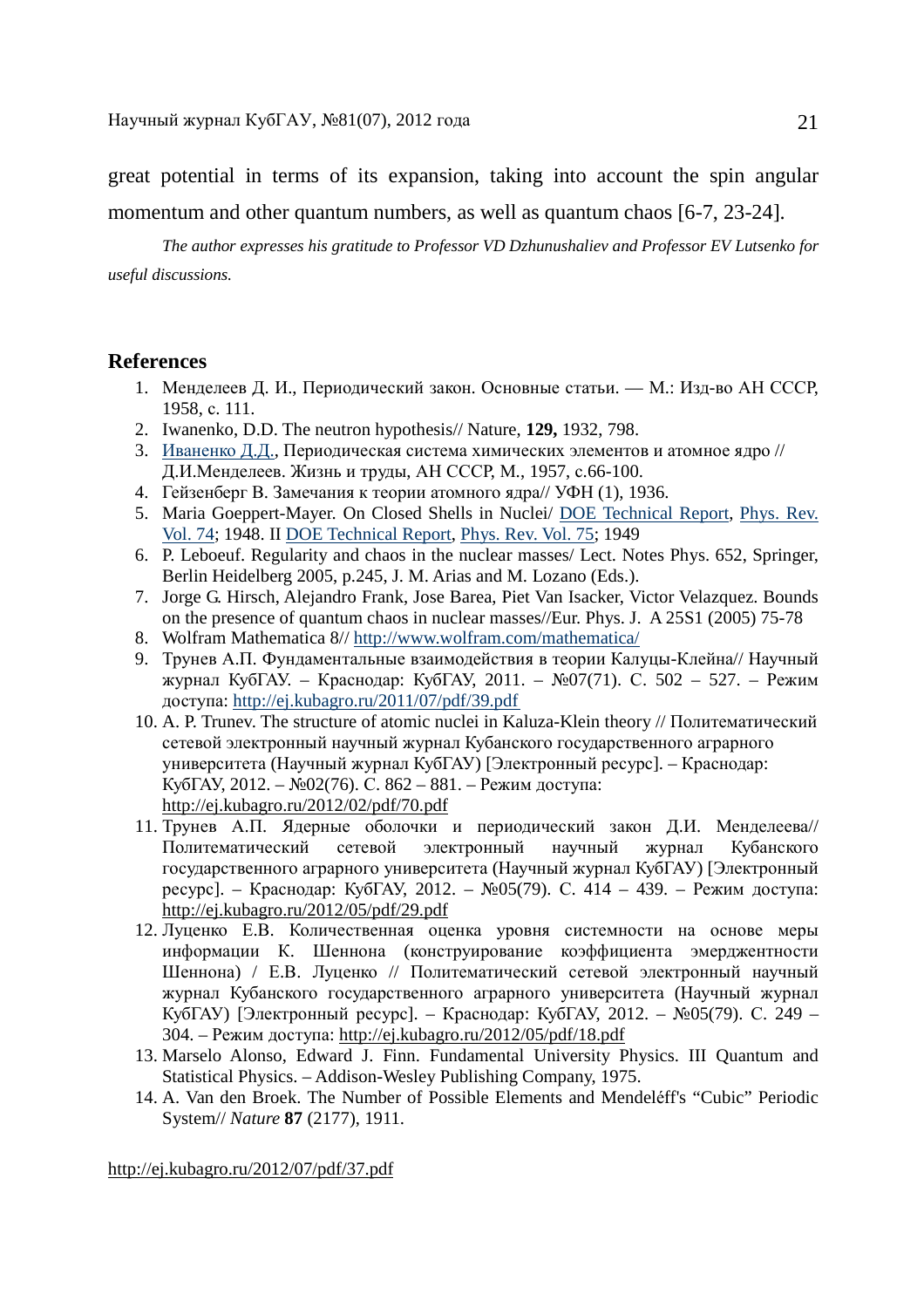great potential in terms of its expansion, taking into account the spin angular momentum and other quantum numbers, as well as quantum chaos [6-7, 23-24].

*The author expresses his gratitude to Professor VD Dzhunushaliev and Professor EV Lutsenko for useful discussions.*

## References

1. Менделеев Д. И., Периодический закон. Основные статьи. — М.: Изд-во АН СССР, 1958, с. 111.
2. Iwanenko, D.D. The neutron hypothesis// Nature, **129,** 1932, 798.
3. Иваненко Д.Д., Периодическая система химических элементов и атомное ядро // Д.И.Менделеев. Жизнь и труды, АН СССР, М., 1957, с.66-100.
4. Гейзенберг В. Замечания к теории атомного ядра// УФН (1), 1936.
5. Maria Goeppert-Mayer. On Closed Shells in Nuclei/ DOE Technical Report, Phys. Rev. Vol. 74; 1948. II DOE Technical Report, Phys. Rev. Vol. 75; 1949
6. P. Leboeuf. Regularity and chaos in the nuclear masses/ Lect. Notes Phys. 652, Springer, Berlin Heidelberg 2005, p.245, J. M. Arias and M. Lozano (Eds.).
7. Jorge G. Hirsch, Alejandro Frank, Jose Barea, Piet Van Isacker, Victor Velazquez. Bounds on the presence of quantum chaos in nuclear masses//Eur. Phys. J. A 25S1 (2005) 75-78
8. Wolfram Mathematica 8// http://www.wolfram.com/mathematica/
9. Трунев А.П. Фундаментальные взаимодействия в теории Калуцы-Клейна// Научный журнал КубГАУ. – Краснодар: КубГАУ, 2011. – №07(71). С. 502 – 527. – Режим доступа: http://ej.kubagro.ru/2011/07/pdf/39.pdf
10. A. P. Trunev. The structure of atomic nuclei in Kaluza-Klein theory // Политематический сетевой электронный научный журнал Кубанского государственного аграрного университета (Научный журнал КубГАУ) [Электронный ресурс]. – Краснодар: КубГАУ, 2012. – №02(76). С. 862 – 881. – Режим доступа: http://ej.kubagro.ru/2012/02/pdf/70.pdf
11. Трунев А.П. Ядерные оболочки и периодический закон Д.И. Менделеева// Политематический сетевой электронный научный журнал Кубанского государственного аграрного университета (Научный журнал КубГАУ) [Электронный ресурс]. – Краснодар: КубГАУ, 2012. – №05(79). С. 414 – 439. – Режим доступа: http://ej.kubagro.ru/2012/05/pdf/29.pdf
12. Луценко Е.В. Количественная оценка уровня системности на основе меры информации К. Шеннона (конструирование коэффициента эмерджентности Шеннона) / Е.В. Луценко // Политематический сетевой электронный научный журнал Кубанского государственного аграрного университета (Научный журнал КубГАУ) [Электронный ресурс]. – Краснодар: КубГАУ, 2012. – №05(79). С. 249 – 304. – Режим доступа: http://ej.kubagro.ru/2012/05/pdf/18.pdf
13. Marselo Alonso, Edward J. Finn. Fundamental University Physics. III Quantum and Statistical Physics. – Addison-Wesley Publishing Company, 1975.
14. A. Van den Broek. The Number of Possible Elements and Mendeléff's "Cubic" Periodic System// *Nature* **87** (2177), 1911.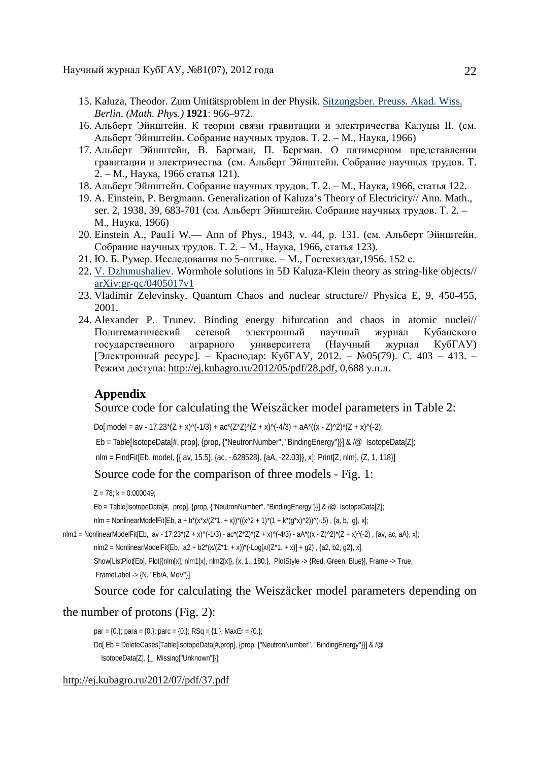15. Kaluza, Theodor. Zum Unitätsproblem in der Physik. Sitzungsber. Preuss. Akad. Wiss. *Berlin. (Math. Phys.)* **1921**: 966–972.
16. Альберт Эйнштейн. К теории связи гравитации и электричества Калуцы II. (см. Альберт Эйнштейн. Собрание научных трудов. Т. 2. – М., Наука, 1966)
17. Альберт Эйнштейн, В. Баргман, П. Бергман. О пятимерном представлении гравитации и электричества (см. Альберт Эйнштейн. Собрание научных трудов. Т. 2. – М., Наука, 1966 статья 121).
18. Альберт Эйнштейн. Собрание научных трудов. Т. 2. – М., Наука, 1966, статья 122.
19. A. Einstein, P. Bergmann. Generalization of Kaluza's Theory of Electricity// Ann. Math., ser. 2, 1938, 39, 683-701 (см. Альберт Эйнштейн. Собрание научных трудов. Т. 2. – М., Наука, 1966)
20. Einstein A., Pau1i W.— Ann of Phys., 1943, v. 44, p. 131. (см. Альберт Эйнштейн. Собрание научных трудов. Т. 2. – М., Наука, 1966, статья 123).
21. Ю. Б. Румер. Исследования по 5-оптике. – М., Гостехиздат,1956. 152 с.
22. V. Dzhunushaliev. Wormhole solutions in 5D Kaluza-Klein theory as string-like objects// arXiv:gr-qc/0405017v1
23. Vladimir Zelevinsky. Quantum Chaos and nuclear structure// Physica E, 9, 450-455, 2001.
24. Alexander P. Trunev. Binding energy bifurcation and chaos in atomic nuclei// Политематический сетевой электронный научный журнал Кубанского государственного аграрного университета (Научный журнал КубГАУ) [Электронный ресурс]. – Краснодар: КубГАУ, 2012. – №05(79). С. 403 – 413. – Режим доступа: http://ej.kubagro.ru/2012/05/pdf/28.pdf, 0,688 у.п.л.

## Appendix

Source code for calculating the Weiszäcker model parameters in Table 2:

```
Do[ model = av - 17.23*(Z + x)^(-1/3) + ac*(Z*Z)*(Z + x)^(-4/3) + aA*((x - Z)^2)*(Z + x)^(-2);
 Eb = Table[IsotopeData[#, prop], {prop, {"NeutronNumber", "BindingEnergy"}}] & /@  IsotopeData[Z];
 nlm = FindFit[Eb, model, {{ av, 15.5}, {ac, -.628528}, {aA, -22.03}}, x]; Print[Z, nlm], {Z, 1, 118}]
```

Source code for the comparison of three models - Fig. 1:

```
Z = 78; k = 0.000049;
Eb = Table[IsotopeData[#,  prop], {prop, {"NeutronNumber", "BindingEnergy"}}] & /@  IsotopeData[Z];
nlm = NonlinearModelFit[Eb, a + b*(x*x/(Z*1. + x))*((x^2 + 1)*(1 + k*(g*x)^2))^(-.5) , {a, b,  g}, x];
nlm1 = NonlinearModelFit[Eb,  av - 17.23*(Z + x)^(-1/3) - ac*(Z*Z)*(Z + x)^(-4/3) - aA*((x - Z)^2)*(Z + x)^(-2) , {av, ac, aA}, x];
nlm2 = NonlinearModelFit[Eb,  a2 + b2*(x/(Z*1. + x))*(-Log[x/(Z*1. + x)] + g2) , {a2, b2, g2}, x];
Show[ListPlot[Eb], Plot[{nlm[x], nlm1[x], nlm2[x]}, {x, 1., 180.},  PlotStyle -> {Red, Green, Blue}], Frame -> True,
 FrameLabel -> {N, "Eb/A, MeV"}]
```

Source code for calculating the Weiszäcker model parameters depending on the number of protons (Fig. 2):

```
par = {0.}; para = {0.}; parc = {0.}; RSq = {1.}; MaxEr = {0.};
Do[ Eb = DeleteCases[Table[IsotopeData[#,prop], {prop, {"NeutronNumber", "BindingEnergy"}}] & /@
   IsotopeData[Z], {_, Missing["Unknown"]}];
```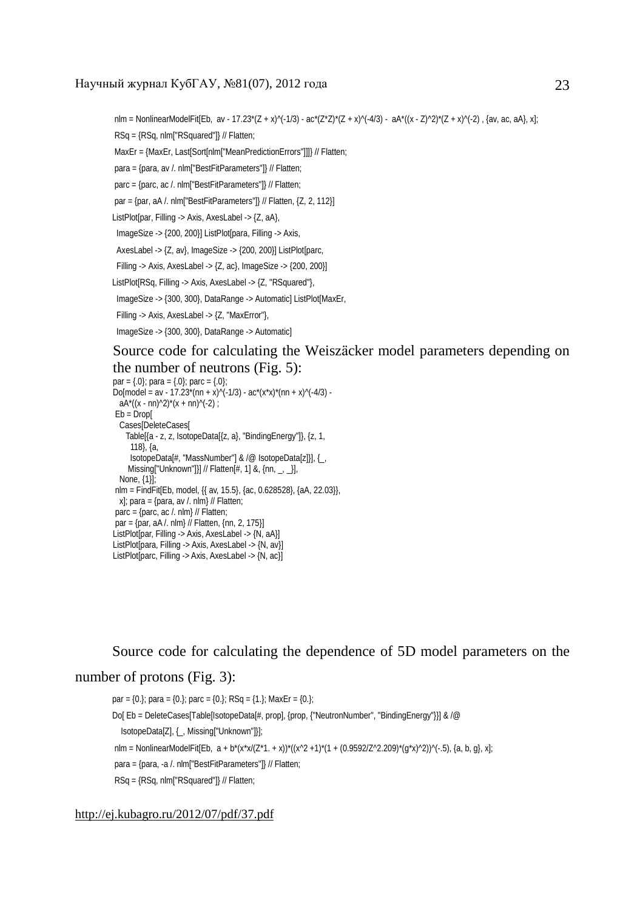```
nlm = NonlinearModelFit[Eb,  av - 17.23*(Z + x)^(-1/3) - ac*(Z*Z)*(Z + x)^(-4/3) -  aA*((x - Z)^2)*(Z + x)^(-2) , {av, ac, aA}, x];
RSq = {RSq, nlm["RSquared"]} // Flatten;
MaxEr = {MaxEr, Last[Sort[nlm["MeanPredictionErrors"]]]} // Flatten;
para = {para, av /. nlm["BestFitParameters"]} // Flatten;
parc = {parc, ac /. nlm["BestFitParameters"]} // Flatten;
par = {par, aA /. nlm["BestFitParameters"]} // Flatten, {Z, 2, 112}]
ListPlot[par, Filling -> Axis, AxesLabel -> {Z, aA},
 ImageSize -> {200, 200}] ListPlot[para, Filling -> Axis,
 AxesLabel -> {Z, av}, ImageSize -> {200, 200}] ListPlot[parc,
 Filling -> Axis, AxesLabel -> {Z, ac}, ImageSize -> {200, 200}]
ListPlot[RSq, Filling -> Axis, AxesLabel -> {Z, "RSquared"},
 ImageSize -> {300, 300}, DataRange -> Automatic] ListPlot[MaxEr,
 Filling -> Axis, AxesLabel -> {Z, "MaxError"},
 ImageSize -> {300, 300}, DataRange -> Automatic]
```

Source code for calculating the Weiszäcker model parameters depending on the number of neutrons (Fig. 5):

```
par = {.0}; para = {.0}; parc = {.0};
Do[model = av - 17.23*(nn + x)^(-1/3) - ac*(x*x)*(nn + x)^(-4/3) -
   aA*((x - nn)^2)*(x + nn)^(-2) ;
 Eb = Drop[
   Cases[DeleteCases[
     Table[{a - z, z, IsotopeData[{z, a}, "BindingEnergy"]}, {z, 1,
       118}, {a,
       IsotopeData[#, "MassNumber"] & /@ IsotopeData[z]}], {_,
      Missing["Unknown"]}] // Flatten[#, 1] &, {nn, _, _}],
   None, {1}];
 nlm = FindFit[Eb, model, {{ av, 15.5}, {ac, 0.628528}, {aA, 22.03}},
   x]; para = {para, av /. nlm} // Flatten;
 parc = {parc, ac /. nlm} // Flatten;
 par = {par, aA /. nlm} // Flatten, {nn, 2, 175}]
ListPlot[par, Filling -> Axis, AxesLabel -> {N, aA}]
ListPlot[para, Filling -> Axis, AxesLabel -> {N, av}]
ListPlot[parc, Filling -> Axis, AxesLabel -> {N, ac}]
```

Source code for calculating the dependence of 5D model parameters on the number of protons (Fig. 3):

```
par = {0.}; para = {0.}; parc = {0.}; RSq = {1.}; MaxEr = {0.};
Do[ Eb = DeleteCases[Table[IsotopeData[#, prop], {prop, {"NeutronNumber", "BindingEnergy"}}] & /@
   IsotopeData[Z], {_, Missing["Unknown"]}];
 nlm = NonlinearModelFit[Eb,  a + b*(x*x/(Z*1. + x))*((x^2 +1)*(1 + (0.9592/Z^2.209)*(g*x)^2))^(-.5), {a, b, g}, x];
 para = {para, -a /. nlm["BestFitParameters"]} // Flatten;
 RSq = {RSq, nlm["RSquared"]} // Flatten;
```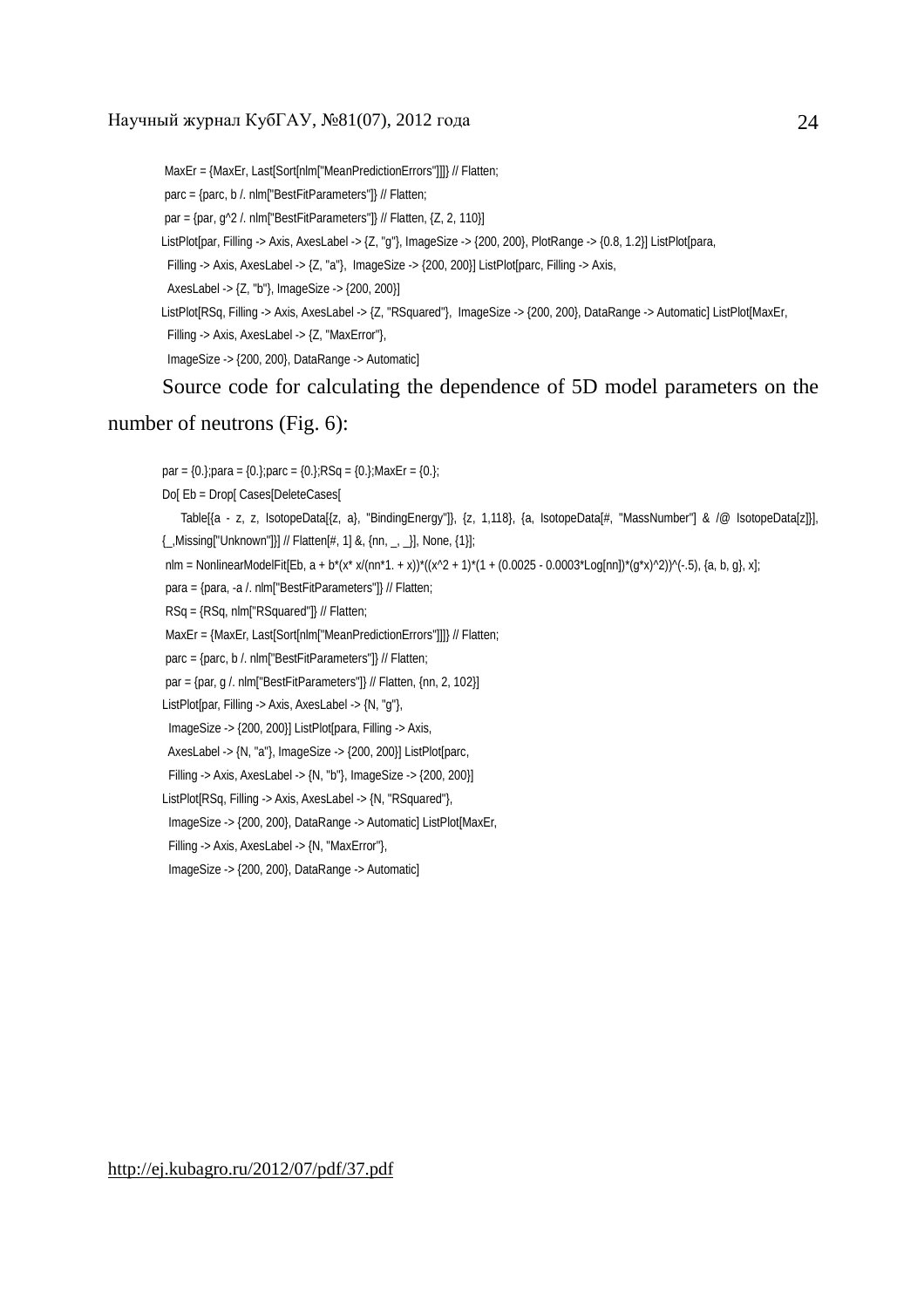```
 MaxEr = {MaxEr, Last[Sort[nlm["MeanPredictionErrors"]]]} // Flatten;
 parc = {parc, b /. nlm["BestFitParameters"]} // Flatten;
 par = {par, g^2 /. nlm["BestFitParameters"]} // Flatten, {Z, 2, 110}]
ListPlot[par, Filling -> Axis, AxesLabel -> {Z, "g"}, ImageSize -> {200, 200}, PlotRange -> {0.8, 1.2}] ListPlot[para,
  Filling -> Axis, AxesLabel -> {Z, "a"},  ImageSize -> {200, 200}] ListPlot[parc, Filling -> Axis,
  AxesLabel -> {Z, "b"}, ImageSize -> {200, 200}]
ListPlot[RSq, Filling -> Axis, AxesLabel -> {Z, "RSquared"},  ImageSize -> {200, 200}, DataRange -> Automatic] ListPlot[MaxEr,
  Filling -> Axis, AxesLabel -> {Z, "MaxError"},
  ImageSize -> {200, 200}, DataRange -> Automatic]
```

Source code for calculating the dependence of 5D model parameters on the number of neutrons (Fig. 6):

```
par = {0.};para = {0.};parc = {0.};RSq = {0.};MaxEr = {0.};
Do[ Eb = Drop[ Cases[DeleteCases[
    Table[{a - z, z, IsotopeData[{z, a}, "BindingEnergy"]}, {z, 1,118}, {a, IsotopeData[#, "MassNumber"] & /@ IsotopeData[z]}],
{_,Missing["Unknown"]}] // Flatten[#, 1] &, {nn, _, _}], None, {1}];
 nlm = NonlinearModelFit[Eb, a + b*(x* x/(nn*1. + x))*((x^2 + 1)*(1 + (0.0025 - 0.0003*Log[nn])*(g*x)^2))^(-.5), {a, b, g}, x];
 para = {para, -a /. nlm["BestFitParameters"]} // Flatten;
 RSq = {RSq, nlm["RSquared"]} // Flatten;
 MaxEr = {MaxEr, Last[Sort[nlm["MeanPredictionErrors"]]]} // Flatten;
 parc = {parc, b /. nlm["BestFitParameters"]} // Flatten;
 par = {par, g /. nlm["BestFitParameters"]} // Flatten, {nn, 2, 102}]
ListPlot[par, Filling -> Axis, AxesLabel -> {N, "g"},
  ImageSize -> {200, 200}] ListPlot[para, Filling -> Axis,
  AxesLabel -> {N, "a"}, ImageSize -> {200, 200}] ListPlot[parc,
  Filling -> Axis, AxesLabel -> {N, "b"}, ImageSize -> {200, 200}]
ListPlot[RSq, Filling -> Axis, AxesLabel -> {N, "RSquared"},
  ImageSize -> {200, 200}, DataRange -> Automatic] ListPlot[MaxEr,
  Filling -> Axis, AxesLabel -> {N, "MaxError"},
  ImageSize -> {200, 200}, DataRange -> Automatic]
```